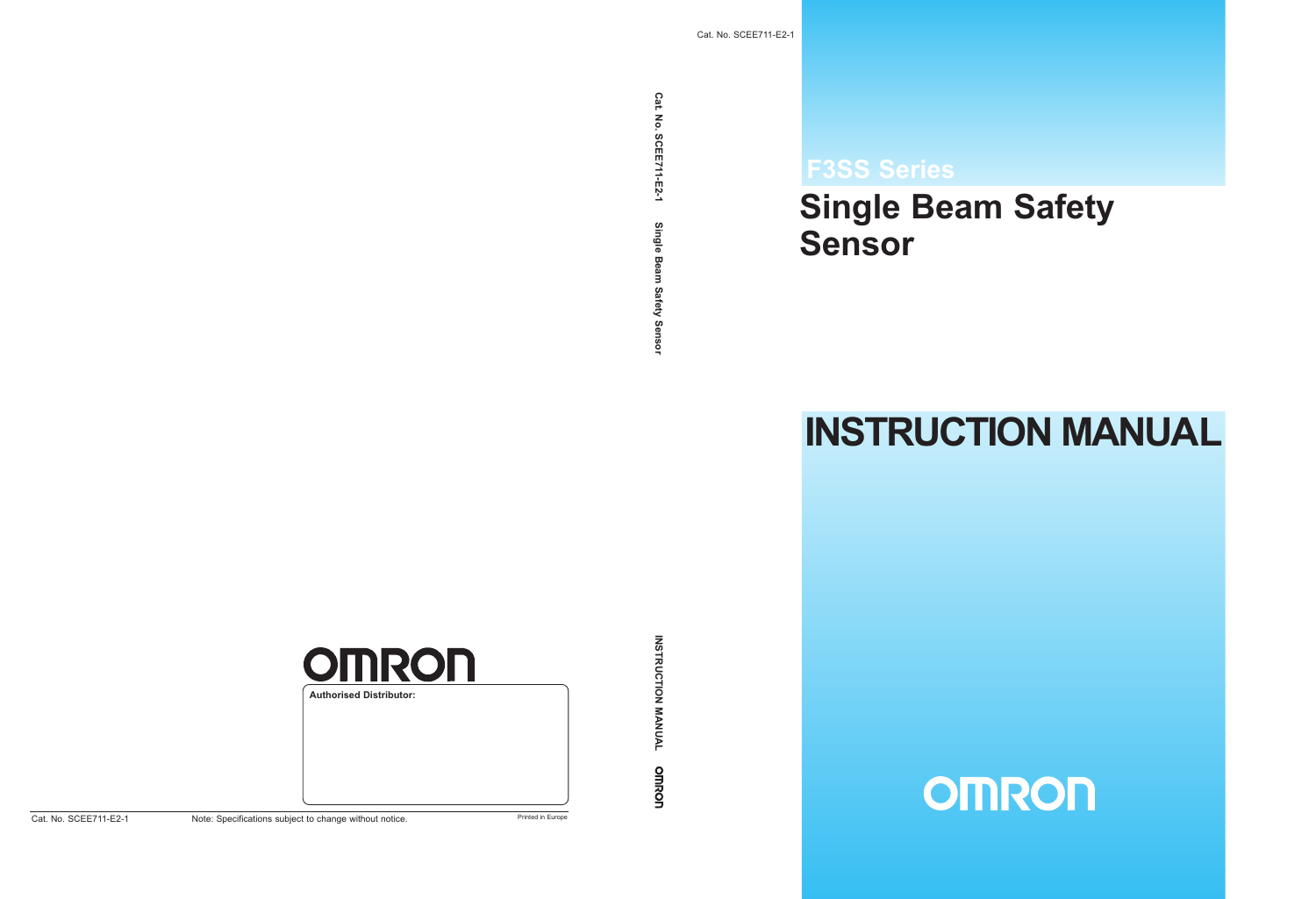Cat. No. SCEE711-E2-1

# F3SS Series

# Single Beam Safety Sensor

# INSTRUCTION MANUAL

OMRON

Cat. No. SCEE711-E2-1 Single Beam Safety Sensor

INSTRUCTION MANUAL OMRON

OMRON

**Authorised Distributor:**

Cat. No. SCEE711-E2-1 Note: Specifications subject to change without notice. Printed in Europe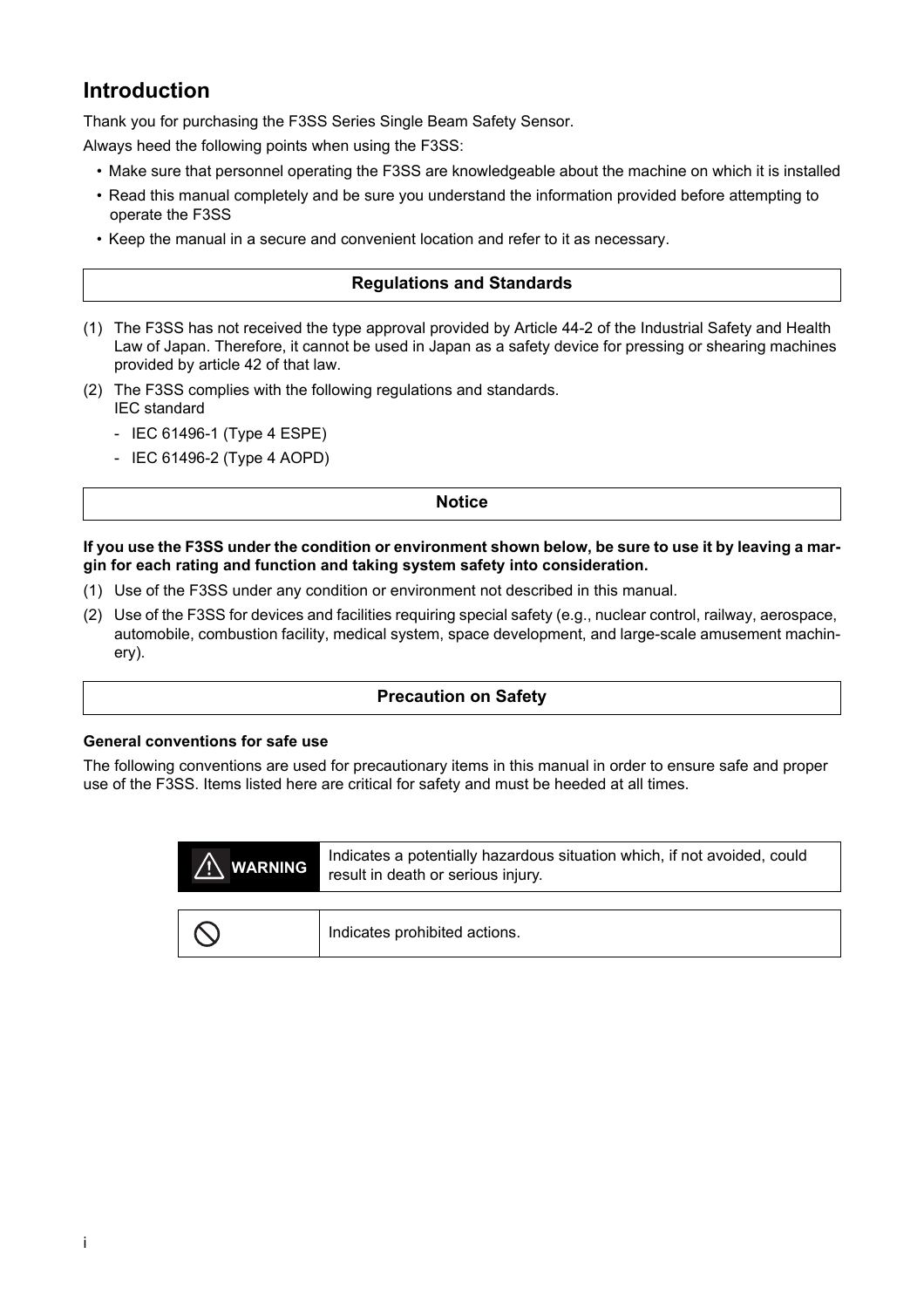# Introduction

Thank you for purchasing the F3SS Series Single Beam Safety Sensor.

Always heed the following points when using the F3SS:

- Make sure that personnel operating the F3SS are knowledgeable about the machine on which it is installed
- Read this manual completely and be sure you understand the information provided before attempting to operate the F3SS
- Keep the manual in a secure and convenient location and refer to it as necessary.

## Regulations and Standards

(1) The F3SS has not received the type approval provided by Article 44-2 of the Industrial Safety and Health Law of Japan. Therefore, it cannot be used in Japan as a safety device for pressing or shearing machines provided by article 42 of that law.

(2) The F3SS complies with the following regulations and standards.
IEC standard
- IEC 61496-1 (Type 4 ESPE)
- IEC 61496-2 (Type 4 AOPD)

## Notice

**If you use the F3SS under the condition or environment shown below, be sure to use it by leaving a margin for each rating and function and taking system safety into consideration.**

(1) Use of the F3SS under any condition or environment not described in this manual.

(2) Use of the F3SS for devices and facilities requiring special safety (e.g., nuclear control, railway, aerospace, automobile, combustion facility, medical system, space development, and large-scale amusement machinery).

## Precaution on Safety

**General conventions for safe use**

The following conventions are used for precautionary items in this manual in order to ensure safe and proper use of the F3SS. Items listed here are critical for safety and must be heeded at all times.

| | |
|---|---|
| ⚠ WARNING | Indicates a potentially hazardous situation which, if not avoided, could result in death or serious injury. |

| | |
|---|---|
| ⃠ | Indicates prohibited actions. |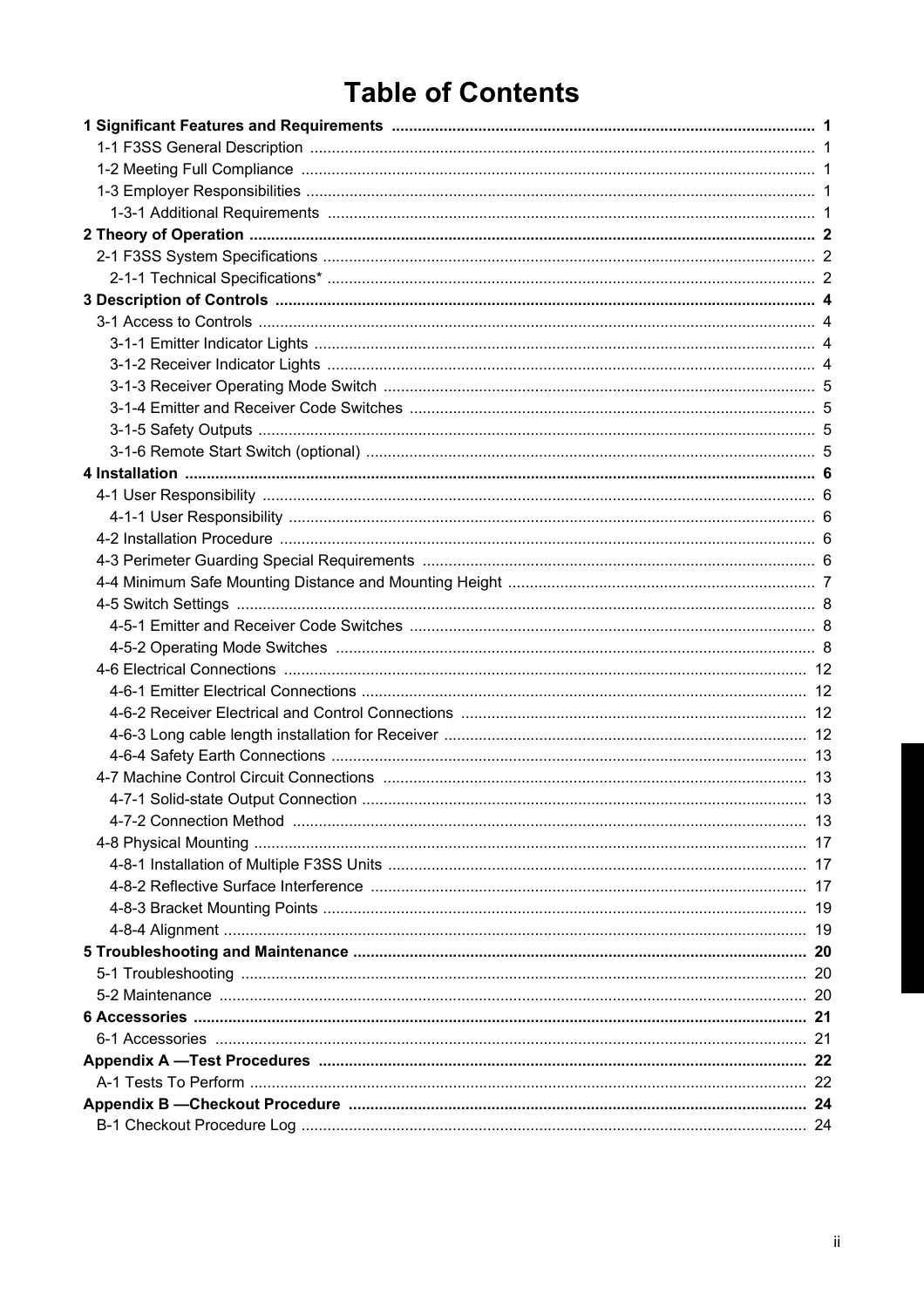# Table of Contents

**1 Significant Features and Requirements** .......... **1**
- 1-1 F3SS General Description .......... 1
- 1-2 Meeting Full Compliance .......... 1
- 1-3 Employer Responsibilities .......... 1
  - 1-3-1 Additional Requirements .......... 1

**2 Theory of Operation** .......... **2**
- 2-1 F3SS System Specifications .......... 2
  - 2-1-1 Technical Specifications* .......... 2

**3 Description of Controls** .......... **4**
- 3-1 Access to Controls .......... 4
  - 3-1-1 Emitter Indicator Lights .......... 4
  - 3-1-2 Receiver Indicator Lights .......... 4
  - 3-1-3 Receiver Operating Mode Switch .......... 5
  - 3-1-4 Emitter and Receiver Code Switches .......... 5
  - 3-1-5 Safety Outputs .......... 5
  - 3-1-6 Remote Start Switch (optional) .......... 5

**4 Installation** .......... **6**
- 4-1 User Responsibility .......... 6
  - 4-1-1 User Responsibility .......... 6
- 4-2 Installation Procedure .......... 6
- 4-3 Perimeter Guarding Special Requirements .......... 6
- 4-4 Minimum Safe Mounting Distance and Mounting Height .......... 7
- 4-5 Switch Settings .......... 8
  - 4-5-1 Emitter and Receiver Code Switches .......... 8
  - 4-5-2 Operating Mode Switches .......... 8
- 4-6 Electrical Connections .......... 12
  - 4-6-1 Emitter Electrical Connections .......... 12
  - 4-6-2 Receiver Electrical and Control Connections .......... 12
  - 4-6-3 Long cable length installation for Receiver .......... 12
  - 4-6-4 Safety Earth Connections .......... 13
- 4-7 Machine Control Circuit Connections .......... 13
  - 4-7-1 Solid-state Output Connection .......... 13
  - 4-7-2 Connection Method .......... 13
- 4-8 Physical Mounting .......... 17
  - 4-8-1 Installation of Multiple F3SS Units .......... 17
  - 4-8-2 Reflective Surface Interference .......... 17
  - 4-8-3 Bracket Mounting Points .......... 19
  - 4-8-4 Alignment .......... 19

**5 Troubleshooting and Maintenance** .......... **20**
- 5-1 Troubleshooting .......... 20
- 5-2 Maintenance .......... 20

**6 Accessories** .......... **21**
- 6-1 Accessories .......... 21

**Appendix A —Test Procedures** .......... **22**
- A-1 Tests To Perform .......... 22

**Appendix B —Checkout Procedure** .......... **24**
- B-1 Checkout Procedure Log .......... 24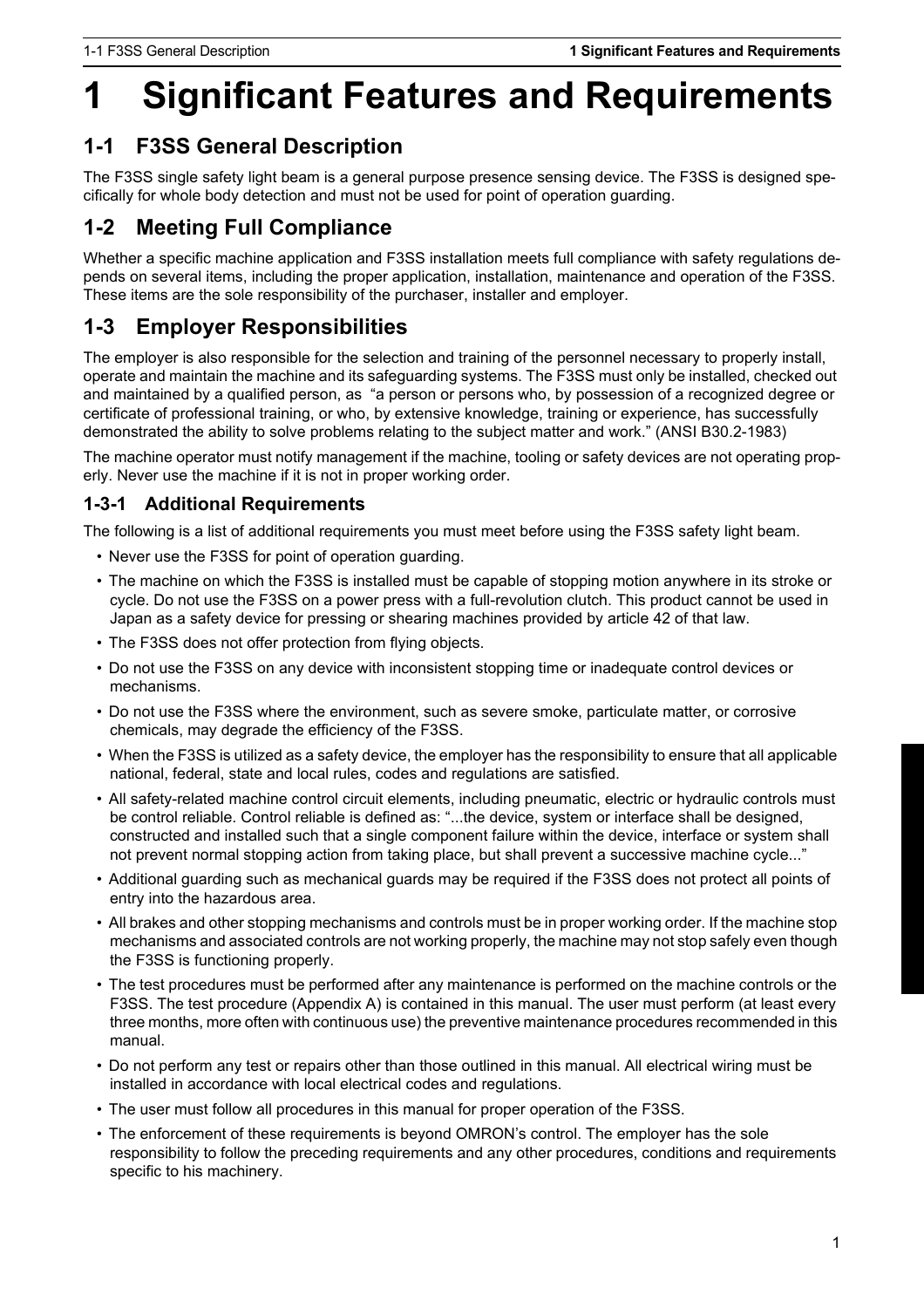# 1 Significant Features and Requirements

## 1-1 F3SS General Description

The F3SS single safety light beam is a general purpose presence sensing device. The F3SS is designed specifically for whole body detection and must not be used for point of operation guarding.

## 1-2 Meeting Full Compliance

Whether a specific machine application and F3SS installation meets full compliance with safety regulations depends on several items, including the proper application, installation, maintenance and operation of the F3SS. These items are the sole responsibility of the purchaser, installer and employer.

## 1-3 Employer Responsibilities

The employer is also responsible for the selection and training of the personnel necessary to properly install, operate and maintain the machine and its safeguarding systems. The F3SS must only be installed, checked out and maintained by a qualified person, as "a person or persons who, by possession of a recognized degree or certificate of professional training, or who, by extensive knowledge, training or experience, has successfully demonstrated the ability to solve problems relating to the subject matter and work." (ANSI B30.2-1983)

The machine operator must notify management if the machine, tooling or safety devices are not operating properly. Never use the machine if it is not in proper working order.

### 1-3-1 Additional Requirements

The following is a list of additional requirements you must meet before using the F3SS safety light beam.

- Never use the F3SS for point of operation guarding.
- The machine on which the F3SS is installed must be capable of stopping motion anywhere in its stroke or cycle. Do not use the F3SS on a power press with a full-revolution clutch. This product cannot be used in Japan as a safety device for pressing or shearing machines provided by article 42 of that law.
- The F3SS does not offer protection from flying objects.
- Do not use the F3SS on any device with inconsistent stopping time or inadequate control devices or mechanisms.
- Do not use the F3SS where the environment, such as severe smoke, particulate matter, or corrosive chemicals, may degrade the efficiency of the F3SS.
- When the F3SS is utilized as a safety device, the employer has the responsibility to ensure that all applicable national, federal, state and local rules, codes and regulations are satisfied.
- All safety-related machine control circuit elements, including pneumatic, electric or hydraulic controls must be control reliable. Control reliable is defined as: "...the device, system or interface shall be designed, constructed and installed such that a single component failure within the device, interface or system shall not prevent normal stopping action from taking place, but shall prevent a successive machine cycle..."
- Additional guarding such as mechanical guards may be required if the F3SS does not protect all points of entry into the hazardous area.
- All brakes and other stopping mechanisms and controls must be in proper working order. If the machine stop mechanisms and associated controls are not working properly, the machine may not stop safely even though the F3SS is functioning properly.
- The test procedures must be performed after any maintenance is performed on the machine controls or the F3SS. The test procedure (Appendix A) is contained in this manual. The user must perform (at least every three months, more often with continuous use) the preventive maintenance procedures recommended in this manual.
- Do not perform any test or repairs other than those outlined in this manual. All electrical wiring must be installed in accordance with local electrical codes and regulations.
- The user must follow all procedures in this manual for proper operation of the F3SS.
- The enforcement of these requirements is beyond OMRON's control. The employer has the sole responsibility to follow the preceding requirements and any other procedures, conditions and requirements specific to his machinery.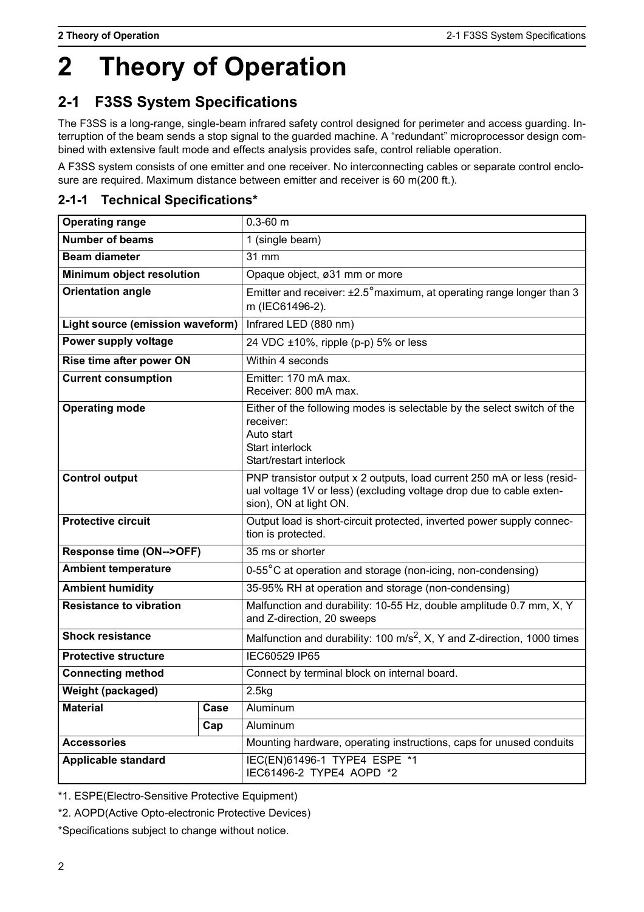# 2 Theory of Operation

## 2-1 F3SS System Specifications

The F3SS is a long-range, single-beam infrared safety control designed for perimeter and access guarding. Interruption of the beam sends a stop signal to the guarded machine. A "redundant" microprocessor design combined with extensive fault mode and effects analysis provides safe, control reliable operation.

A F3SS system consists of one emitter and one receiver. No interconnecting cables or separate control enclosure are required. Maximum distance between emitter and receiver is 60 m(200 ft.).

### 2-1-1 Technical Specifications*

| Item | | Specification |
|---|---|---|
| **Operating range** | | 0.3-60 m |
| **Number of beams** | | 1 (single beam) |
| **Beam diameter** | | 31 mm |
| **Minimum object resolution** | | Opaque object, ø31 mm or more |
| **Orientation angle** | | Emitter and receiver: ±2.5°maximum, at operating range longer than 3 m (IEC61496-2). |
| **Light source (emission waveform)** | | Infrared LED (880 nm) |
| **Power supply voltage** | | 24 VDC ±10%, ripple (p-p) 5% or less |
| **Rise time after power ON** | | Within 4 seconds |
| **Current consumption** | | Emitter: 170 mA max.<br>Receiver: 800 mA max. |
| **Operating mode** | | Either of the following modes is selectable by the select switch of the receiver:<br>Auto start<br>Start interlock<br>Start/restart interlock |
| **Control output** | | PNP transistor output x 2 outputs, load current 250 mA or less (residual voltage 1V or less) (excluding voltage drop due to cable extension), ON at light ON. |
| **Protective circuit** | | Output load is short-circuit protected, inverted power supply connection is protected. |
| **Response time (ON-->OFF)** | | 35 ms or shorter |
| **Ambient temperature** | | 0-55°C at operation and storage (non-icing, non-condensing) |
| **Ambient humidity** | | 35-95% RH at operation and storage (non-condensing) |
| **Resistance to vibration** | | Malfunction and durability: 10-55 Hz, double amplitude 0.7 mm, X, Y and Z-direction, 20 sweeps |
| **Shock resistance** | | Malfunction and durability: 100 m/s$^2$, X, Y and Z-direction, 1000 times |
| **Protective structure** | | IEC60529 IP65 |
| **Connecting method** | | Connect by terminal block on internal board. |
| **Weight (packaged)** | | 2.5kg |
| **Material** | **Case** | Aluminum |
| | **Cap** | Aluminum |
| **Accessories** | | Mounting hardware, operating instructions, caps for unused conduits |
| **Applicable standard** | | IEC(EN)61496-1 TYPE4 ESPE *1<br>IEC61496-2 TYPE4 AOPD *2 |

*1. ESPE(Electro-Sensitive Protective Equipment)

*2. AOPD(Active Opto-electronic Protective Devices)

*Specifications subject to change without notice.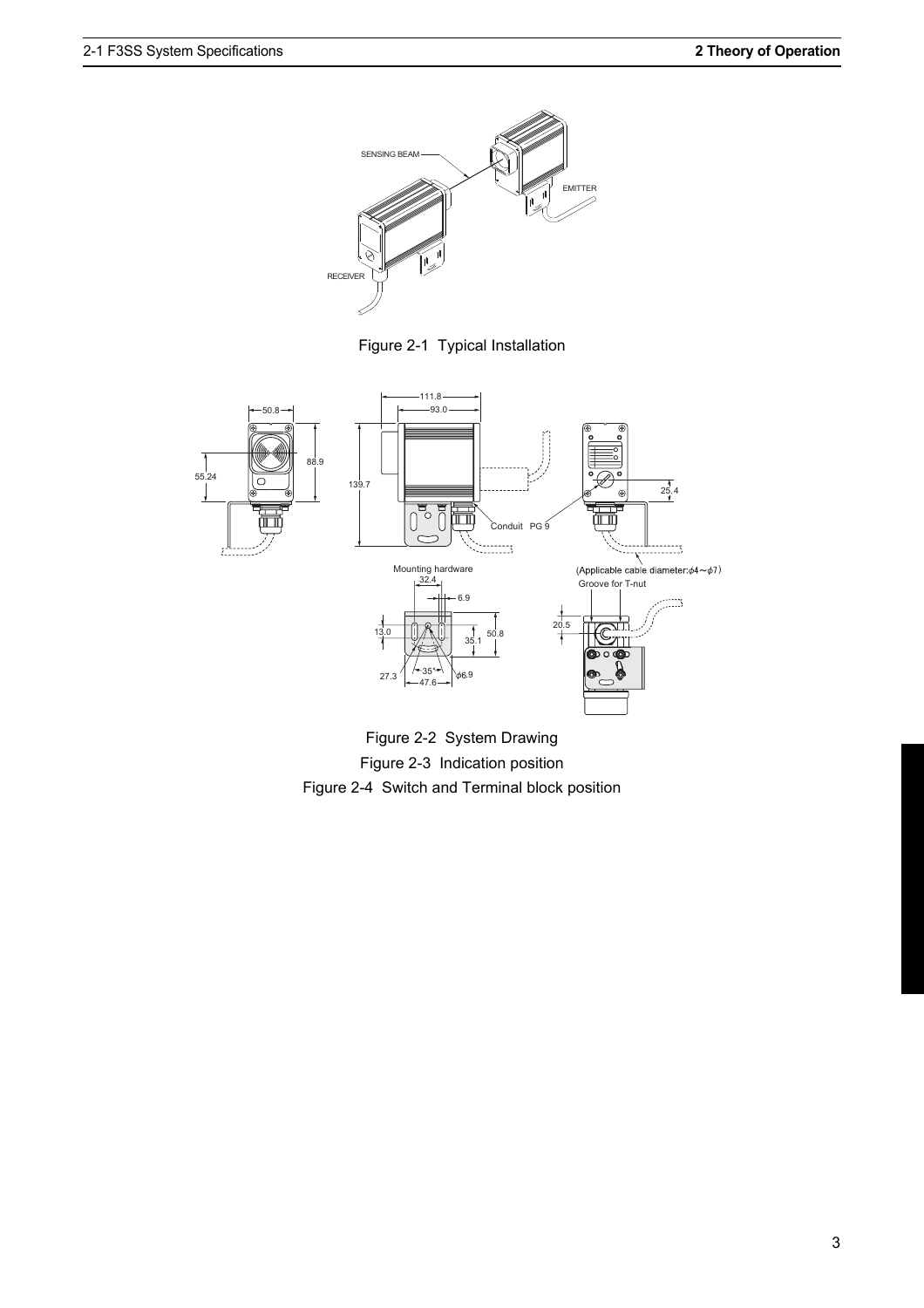Figure 2-1 Typical Installation

Figure 2-2 System Drawing

Figure 2-3 Indication position

Figure 2-4 Switch and Terminal block position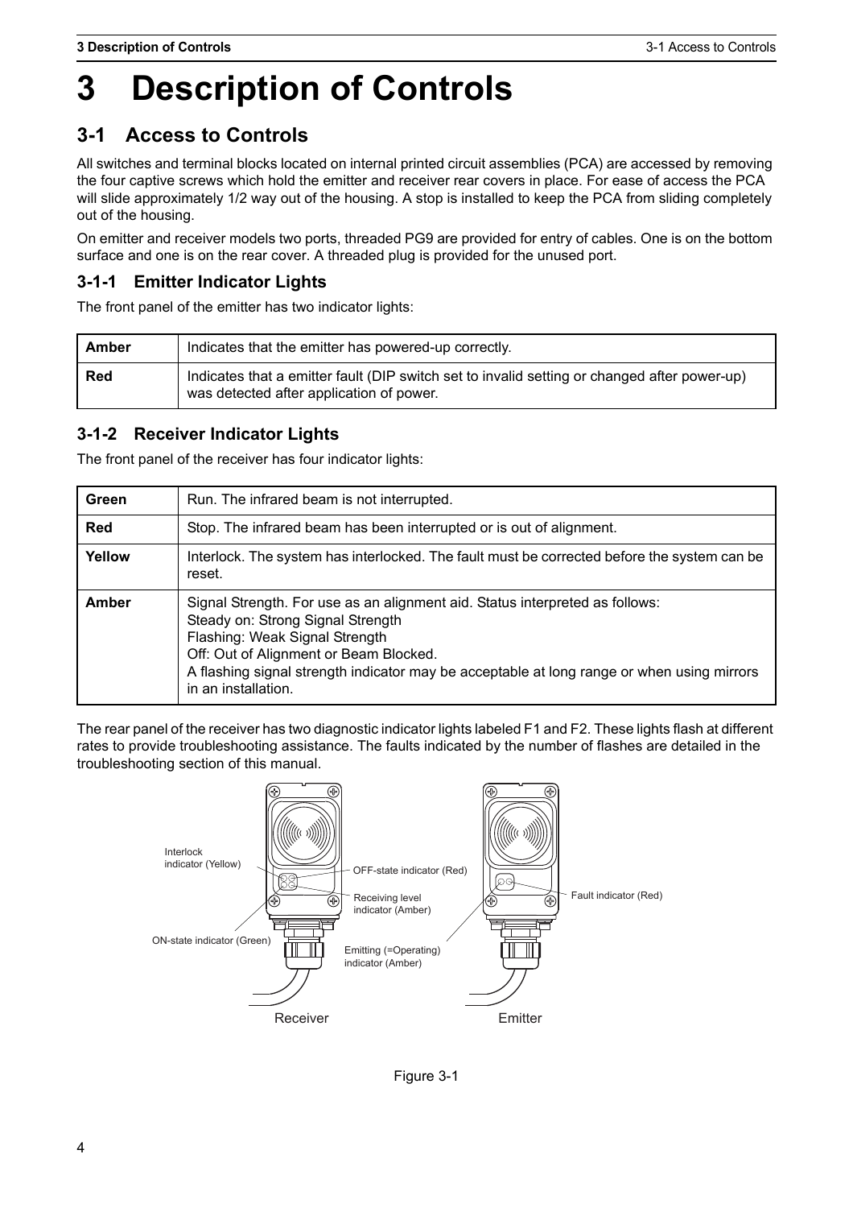# 3 Description of Controls

## 3-1 Access to Controls

All switches and terminal blocks located on internal printed circuit assemblies (PCA) are accessed by removing the four captive screws which hold the emitter and receiver rear covers in place. For ease of access the PCA will slide approximately 1/2 way out of the housing. A stop is installed to keep the PCA from sliding completely out of the housing.

On emitter and receiver models two ports, threaded PG9 are provided for entry of cables. One is on the bottom surface and one is on the rear cover. A threaded plug is provided for the unused port.

### 3-1-1 Emitter Indicator Lights

The front panel of the emitter has two indicator lights:

| | |
|---|---|
| **Amber** | Indicates that the emitter has powered-up correctly. |
| **Red** | Indicates that a emitter fault (DIP switch set to invalid setting or changed after power-up) was detected after application of power. |

### 3-1-2 Receiver Indicator Lights

The front panel of the receiver has four indicator lights:

| | |
|---|---|
| **Green** | Run. The infrared beam is not interrupted. |
| **Red** | Stop. The infrared beam has been interrupted or is out of alignment. |
| **Yellow** | Interlock. The system has interlocked. The fault must be corrected before the system can be reset. |
| **Amber** | Signal Strength. For use as an alignment aid. Status interpreted as follows:<br>Steady on: Strong Signal Strength<br>Flashing: Weak Signal Strength<br>Off: Out of Alignment or Beam Blocked.<br>A flashing signal strength indicator may be acceptable at long range or when using mirrors in an installation. |

The rear panel of the receiver has two diagnostic indicator lights labeled F1 and F2. These lights flash at different rates to provide troubleshooting assistance. The faults indicated by the number of flashes are detailed in the troubleshooting section of this manual.

Interlock indicator (Yellow)

OFF-state indicator (Red)

Receiving level indicator (Amber)

ON-state indicator (Green)

Emitting (=Operating) indicator (Amber)

Fault indicator (Red)

Receiver

Emitter

Figure 3-1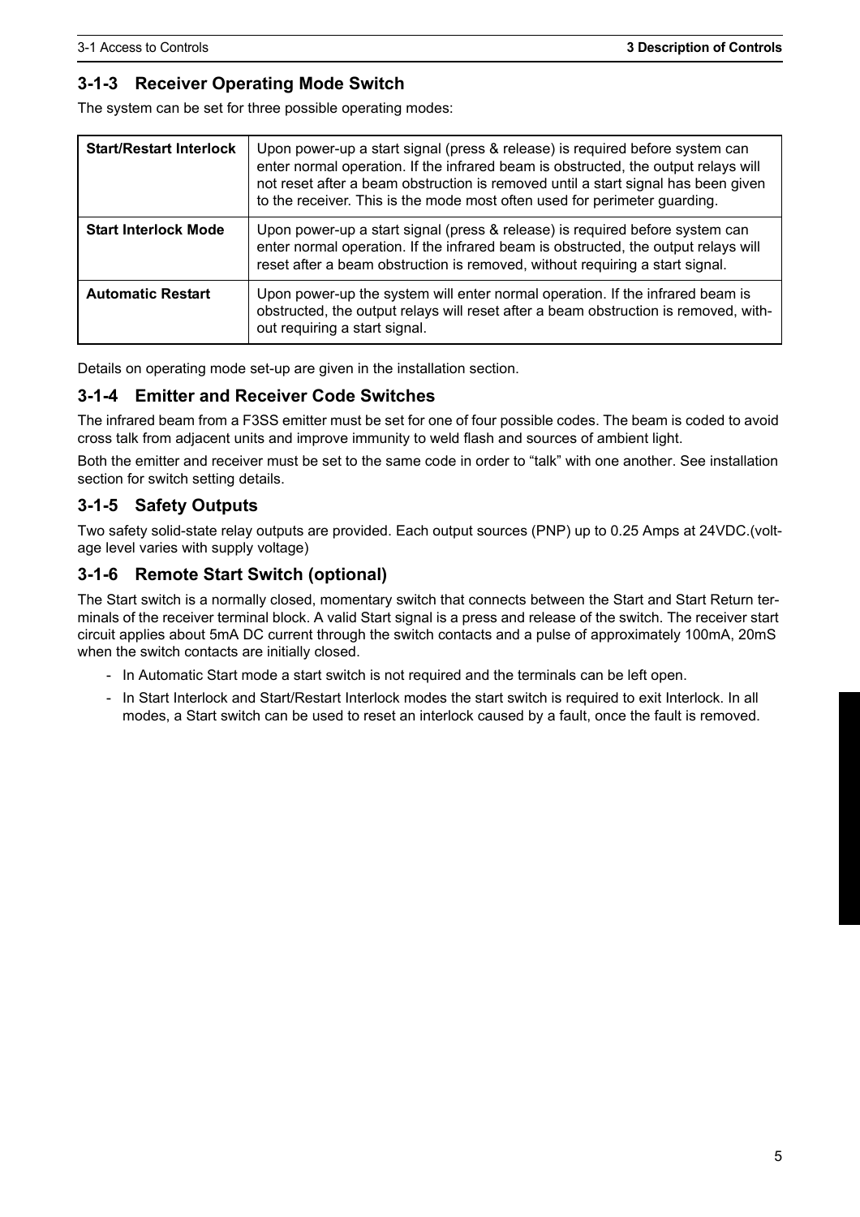### 3-1-3 Receiver Operating Mode Switch

The system can be set for three possible operating modes:

| | |
|---|---|
| **Start/Restart Interlock** | Upon power-up a start signal (press & release) is required before system can enter normal operation. If the infrared beam is obstructed, the output relays will not reset after a beam obstruction is removed until a start signal has been given to the receiver. This is the mode most often used for perimeter guarding. |
| **Start Interlock Mode** | Upon power-up a start signal (press & release) is required before system can enter normal operation. If the infrared beam is obstructed, the output relays will reset after a beam obstruction is removed, without requiring a start signal. |
| **Automatic Restart** | Upon power-up the system will enter normal operation. If the infrared beam is obstructed, the output relays will reset after a beam obstruction is removed, without requiring a start signal. |

Details on operating mode set-up are given in the installation section.

### 3-1-4 Emitter and Receiver Code Switches

The infrared beam from a F3SS emitter must be set for one of four possible codes. The beam is coded to avoid cross talk from adjacent units and improve immunity to weld flash and sources of ambient light.

Both the emitter and receiver must be set to the same code in order to “talk” with one another. See installation section for switch setting details.

### 3-1-5 Safety Outputs

Two safety solid-state relay outputs are provided. Each output sources (PNP) up to 0.25 Amps at 24VDC.(voltage level varies with supply voltage)

### 3-1-6 Remote Start Switch (optional)

The Start switch is a normally closed, momentary switch that connects between the Start and Start Return terminals of the receiver terminal block. A valid Start signal is a press and release of the switch. The receiver start circuit applies about 5mA DC current through the switch contacts and a pulse of approximately 100mA, 20mS when the switch contacts are initially closed.

- In Automatic Start mode a start switch is not required and the terminals can be left open.
- In Start Interlock and Start/Restart Interlock modes the start switch is required to exit Interlock. In all modes, a Start switch can be used to reset an interlock caused by a fault, once the fault is removed.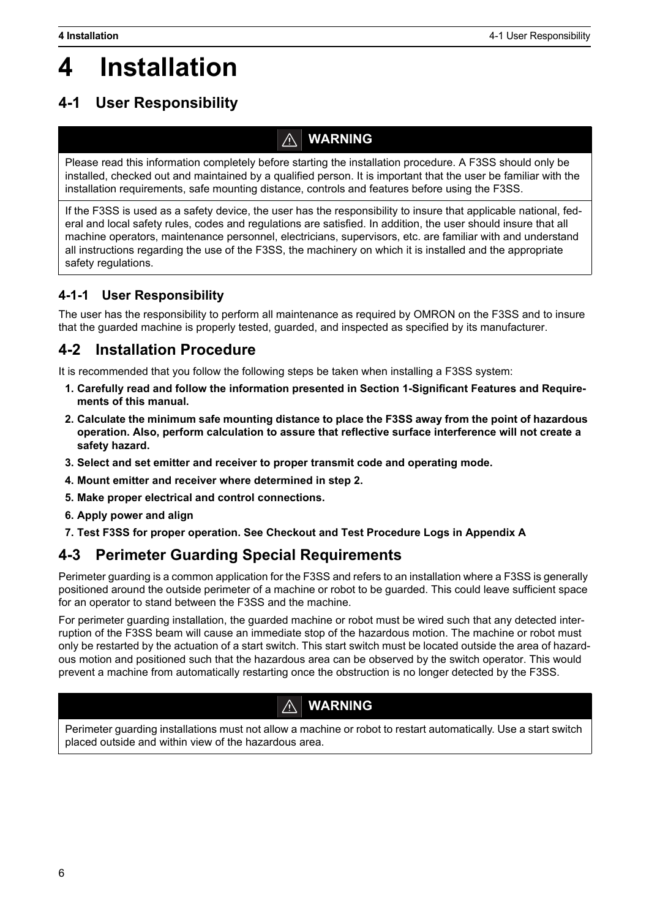# 4 Installation

## 4-1 User Responsibility

> **⚠ WARNING**
>
> Please read this information completely before starting the installation procedure. A F3SS should only be installed, checked out and maintained by a qualified person. It is important that the user be familiar with the installation requirements, safe mounting distance, controls and features before using the F3SS.
>
> If the F3SS is used as a safety device, the user has the responsibility to insure that applicable national, federal and local safety rules, codes and regulations are satisfied. In addition, the user should insure that all machine operators, maintenance personnel, electricians, supervisors, etc. are familiar with and understand all instructions regarding the use of the F3SS, the machinery on which it is installed and the appropriate safety regulations.

### 4-1-1 User Responsibility

The user has the responsibility to perform all maintenance as required by OMRON on the F3SS and to insure that the guarded machine is properly tested, guarded, and inspected as specified by its manufacturer.

## 4-2 Installation Procedure

It is recommended that you follow the following steps be taken when installing a F3SS system:

1. **Carefully read and follow the information presented in Section 1-Significant Features and Requirements of this manual.**
2. **Calculate the minimum safe mounting distance to place the F3SS away from the point of hazardous operation. Also, perform calculation to assure that reflective surface interference will not create a safety hazard.**
3. **Select and set emitter and receiver to proper transmit code and operating mode.**
4. **Mount emitter and receiver where determined in step 2.**
5. **Make proper electrical and control connections.**
6. **Apply power and align**
7. **Test F3SS for proper operation. See Checkout and Test Procedure Logs in Appendix A**

## 4-3 Perimeter Guarding Special Requirements

Perimeter guarding is a common application for the F3SS and refers to an installation where a F3SS is generally positioned around the outside perimeter of a machine or robot to be guarded. This could leave sufficient space for an operator to stand between the F3SS and the machine.

For perimeter guarding installation, the guarded machine or robot must be wired such that any detected interruption of the F3SS beam will cause an immediate stop of the hazardous motion. The machine or robot must only be restarted by the actuation of a start switch. This start switch must be located outside the area of hazardous motion and positioned such that the hazardous area can be observed by the switch operator. This would prevent a machine from automatically restarting once the obstruction is no longer detected by the F3SS.

> **⚠ WARNING**
>
> Perimeter guarding installations must not allow a machine or robot to restart automatically. Use a start switch placed outside and within view of the hazardous area.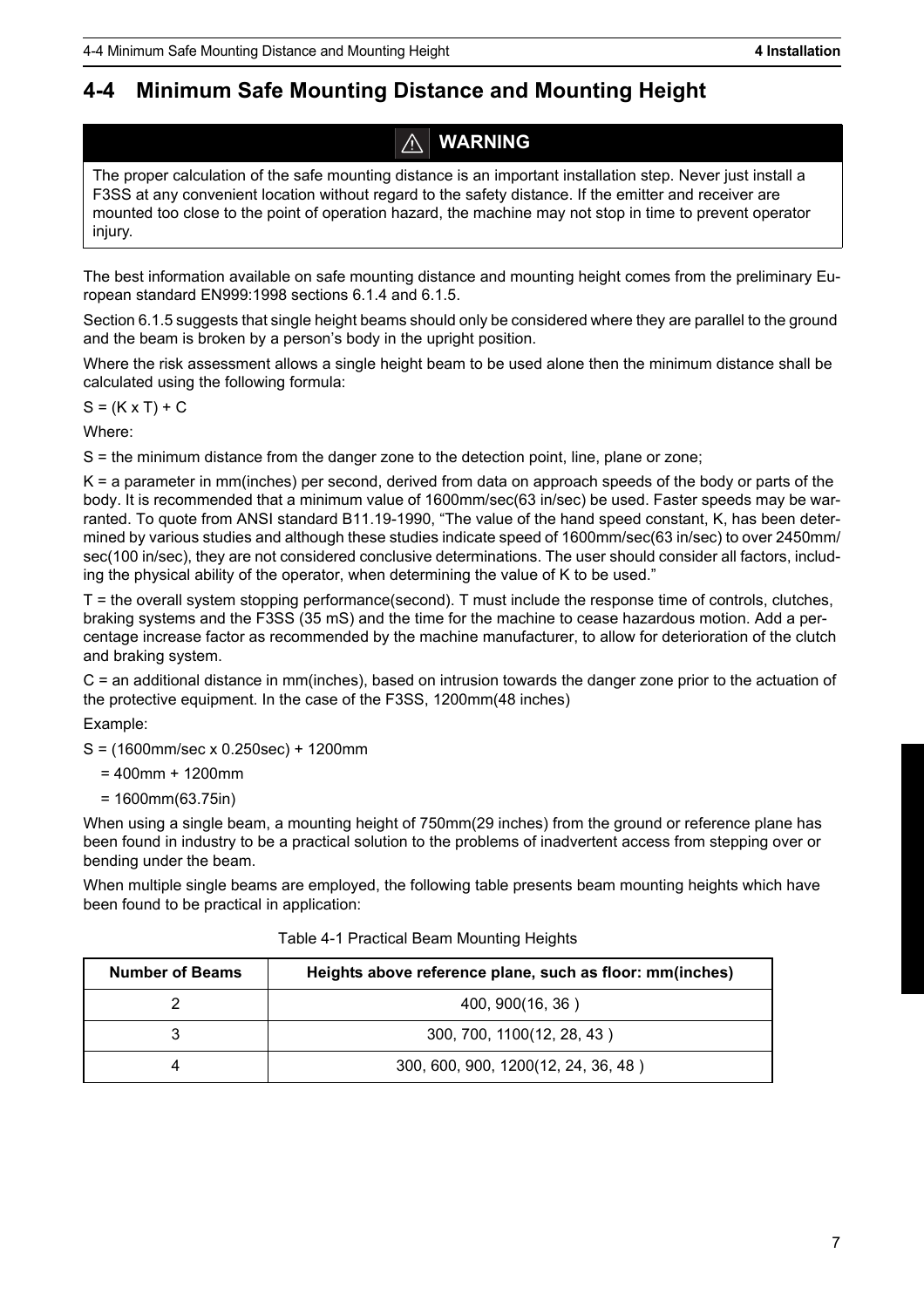## 4-4 Minimum Safe Mounting Distance and Mounting Height

> **⚠ WARNING**
>
> The proper calculation of the safe mounting distance is an important installation step. Never just install a F3SS at any convenient location without regard to the safety distance. If the emitter and receiver are mounted too close to the point of operation hazard, the machine may not stop in time to prevent operator injury.

The best information available on safe mounting distance and mounting height comes from the preliminary European standard EN999:1998 sections 6.1.4 and 6.1.5.

Section 6.1.5 suggests that single height beams should only be considered where they are parallel to the ground and the beam is broken by a person's body in the upright position.

Where the risk assessment allows a single height beam to be used alone then the minimum distance shall be calculated using the following formula:

$S = (K \times T) + C$

Where:

S = the minimum distance from the danger zone to the detection point, line, plane or zone;

K = a parameter in mm(inches) per second, derived from data on approach speeds of the body or parts of the body. It is recommended that a minimum value of 1600mm/sec(63 in/sec) be used. Faster speeds may be warranted. To quote from ANSI standard B11.19-1990, "The value of the hand speed constant, K, has been determined by various studies and although these studies indicate speed of 1600mm/sec(63 in/sec) to over 2450mm/sec(100 in/sec), they are not considered conclusive determinations. The user should consider all factors, including the physical ability of the operator, when determining the value of K to be used."

T = the overall system stopping performance(second). T must include the response time of controls, clutches, braking systems and the F3SS (35 mS) and the time for the machine to cease hazardous motion. Add a percentage increase factor as recommended by the machine manufacturer, to allow for deterioration of the clutch and braking system.

C = an additional distance in mm(inches), based on intrusion towards the danger zone prior to the actuation of the protective equipment. In the case of the F3SS, 1200mm(48 inches)

Example:

S = (1600mm/sec x 0.250sec) + 1200mm

= 400mm + 1200mm

= 1600mm(63.75in)

When using a single beam, a mounting height of 750mm(29 inches) from the ground or reference plane has been found in industry to be a practical solution to the problems of inadvertent access from stepping over or bending under the beam.

When multiple single beams are employed, the following table presents beam mounting heights which have been found to be practical in application:

Table 4-1 Practical Beam Mounting Heights

| Number of Beams | Heights above reference plane, such as floor: mm(inches) |
|---|---|
| 2 | 400, 900(16, 36 ) |
| 3 | 300, 700, 1100(12, 28, 43 ) |
| 4 | 300, 600, 900, 1200(12, 24, 36, 48 ) |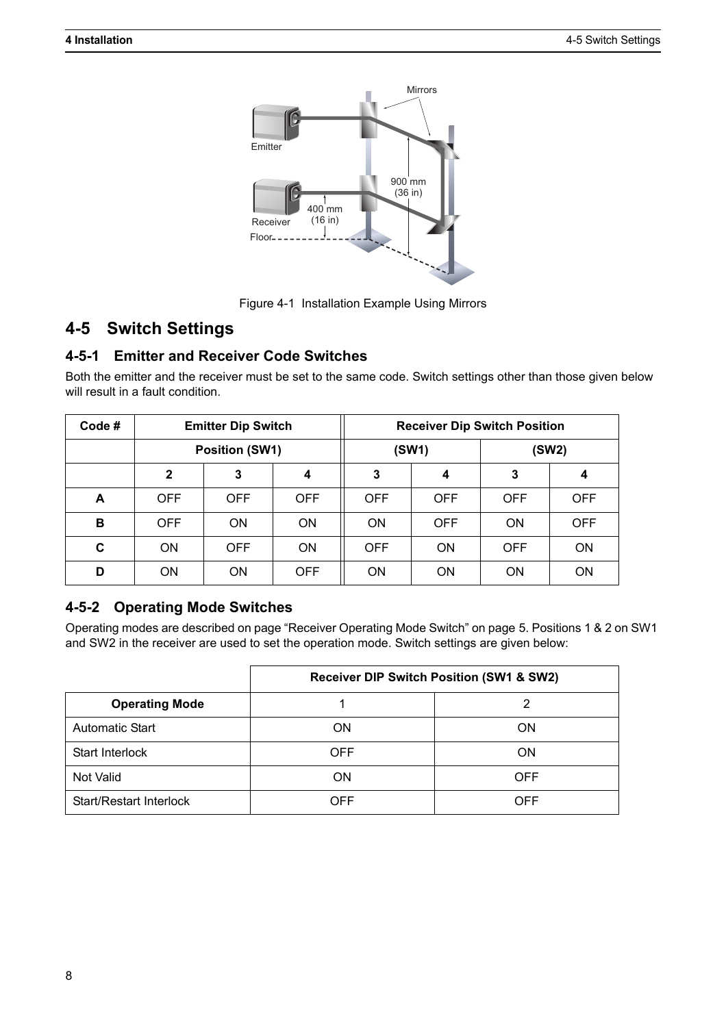Figure 4-1 Installation Example Using Mirrors

## 4-5 Switch Settings

### 4-5-1 Emitter and Receiver Code Switches

Both the emitter and the receiver must be set to the same code. Switch settings other than those given below will result in a fault condition.

| Code # | Emitter Dip Switch | | | Receiver Dip Switch Position | | | |
|---|---|---|---|---|---|---|---|
| | Position (SW1) | | | (SW1) | | (SW2) | |
| | 2 | 3 | 4 | 3 | 4 | 3 | 4 |
| **A** | OFF | OFF | OFF | OFF | OFF | OFF | OFF |
| **B** | OFF | ON | ON | ON | OFF | ON | OFF |
| **C** | ON | OFF | ON | OFF | ON | OFF | ON |
| **D** | ON | ON | OFF | ON | ON | ON | ON |

### 4-5-2 Operating Mode Switches

Operating modes are described on page "Receiver Operating Mode Switch" on page 5. Positions 1 & 2 on SW1 and SW2 in the receiver are used to set the operation mode. Switch settings are given below:

| | Receiver DIP Switch Position (SW1 & SW2) | |
|---|---|---|
| **Operating Mode** | 1 | 2 |
| Automatic Start | ON | ON |
| Start Interlock | OFF | ON |
| Not Valid | ON | OFF |
| Start/Restart Interlock | OFF | OFF |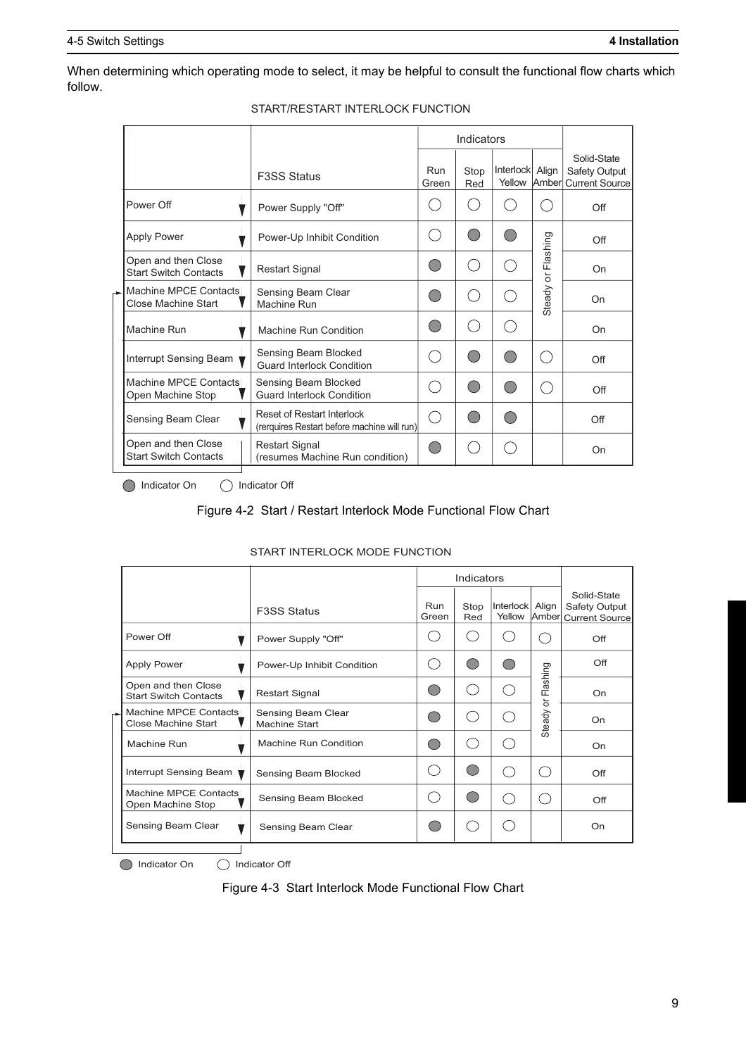When determining which operating mode to select, it may be helpful to consult the functional flow charts which follow.

START/RESTART INTERLOCK FUNCTION

| | F3SS Status | Indicators | | | | Solid-State Safety Output Current Source |
|---|---|---|---|---|---|---|
| | | Run Green | Stop Red | Interlock Yellow | Align Amber | |
| Power Off | Power Supply "Off" | ○ | ○ | ○ | ○ | Off |
| Apply Power | Power-Up Inhibit Condition | ○ | ● | ● | Steady or Flashing | Off |
| Open and then Close Start Switch Contacts | Restart Signal | ● | ○ | ○ | Steady or Flashing | On |
| Machine MPCE Contacts Close Machine Start | Sensing Beam Clear Machine Run | ● | ○ | ○ | Steady or Flashing | On |
| Machine Run | Machine Run Condition | ● | ○ | ○ | Steady or Flashing | On |
| Interrupt Sensing Beam | Sensing Beam Blocked Guard Interlock Condition | ○ | ● | ● | ○ | Off |
| Machine MPCE Contacts Open Machine Stop | Sensing Beam Blocked Guard Interlock Condition | ○ | ● | ● | ○ | Off |
| Sensing Beam Clear | Reset of Restart Interlock (rerquires Restart before machine will run) | ○ | ● | ● | | Off |
| Open and then Close Start Switch Contacts | Restart Signal (resumes Machine Run condition) | ● | ○ | ○ | | On |

● Indicator On ○ Indicator Off

Figure 4-2 Start / Restart Interlock Mode Functional Flow Chart

START INTERLOCK MODE FUNCTION

| | F3SS Status | Indicators | | | | Solid-State Safety Output Current Source |
|---|---|---|---|---|---|---|
| | | Run Green | Stop Red | Interlock Yellow | Align Amber | |
| Power Off | Power Supply "Off" | ○ | ○ | ○ | ○ | Off |
| Apply Power | Power-Up Inhibit Condition | ○ | ● | ● | Steady or Flashing | Off |
| Open and then Close Start Switch Contacts | Restart Signal | ● | ○ | ○ | Steady or Flashing | On |
| Machine MPCE Contacts Close Machine Start | Sensing Beam Clear Machine Start | ● | ○ | ○ | Steady or Flashing | On |
| Machine Run | Machine Run Condition | ● | ○ | ○ | Steady or Flashing | On |
| Interrupt Sensing Beam | Sensing Beam Blocked | ○ | ● | ○ | ○ | Off |
| Machine MPCE Contacts Open Machine Stop | Sensing Beam Blocked | ○ | ● | ○ | ○ | Off |
| Sensing Beam Clear | Sensing Beam Clear | ● | ○ | ○ | | On |

● Indicator On ○ Indicator Off

Figure 4-3 Start Interlock Mode Functional Flow Chart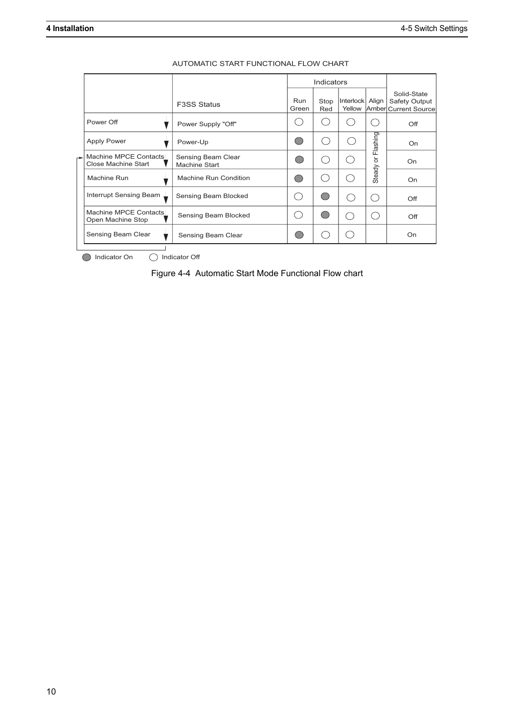AUTOMATIC START FUNCTIONAL FLOW CHART

| | F3SS Status | Indicators | | | | Solid-State Safety Output Current Source |
|---|---|---|---|---|---|---|
| | | Run Green | Stop Red | Interlock Yellow | Align Amber | |
| Power Off | Power Supply "Off" | ○ | ○ | ○ | ○ | Off |
| Apply Power | Power-Up | ● | ○ | ○ | Steady or Flashing | On |
| Machine MPCE Contacts Close Machine Start | Sensing Beam Clear Machine Start | ● | ○ | ○ | Steady or Flashing | On |
| Machine Run | Machine Run Condition | ● | ○ | ○ | Steady or Flashing | On |
| Interrupt Sensing Beam | Sensing Beam Blocked | ○ | ● | ○ | ○ | Off |
| Machine MPCE Contacts Open Machine Stop | Sensing Beam Blocked | ○ | ● | ○ | ○ | Off |
| Sensing Beam Clear | Sensing Beam Clear | ● | ○ | ○ | | On |

● Indicator On ○ Indicator Off

Figure 4-4 Automatic Start Mode Functional Flow chart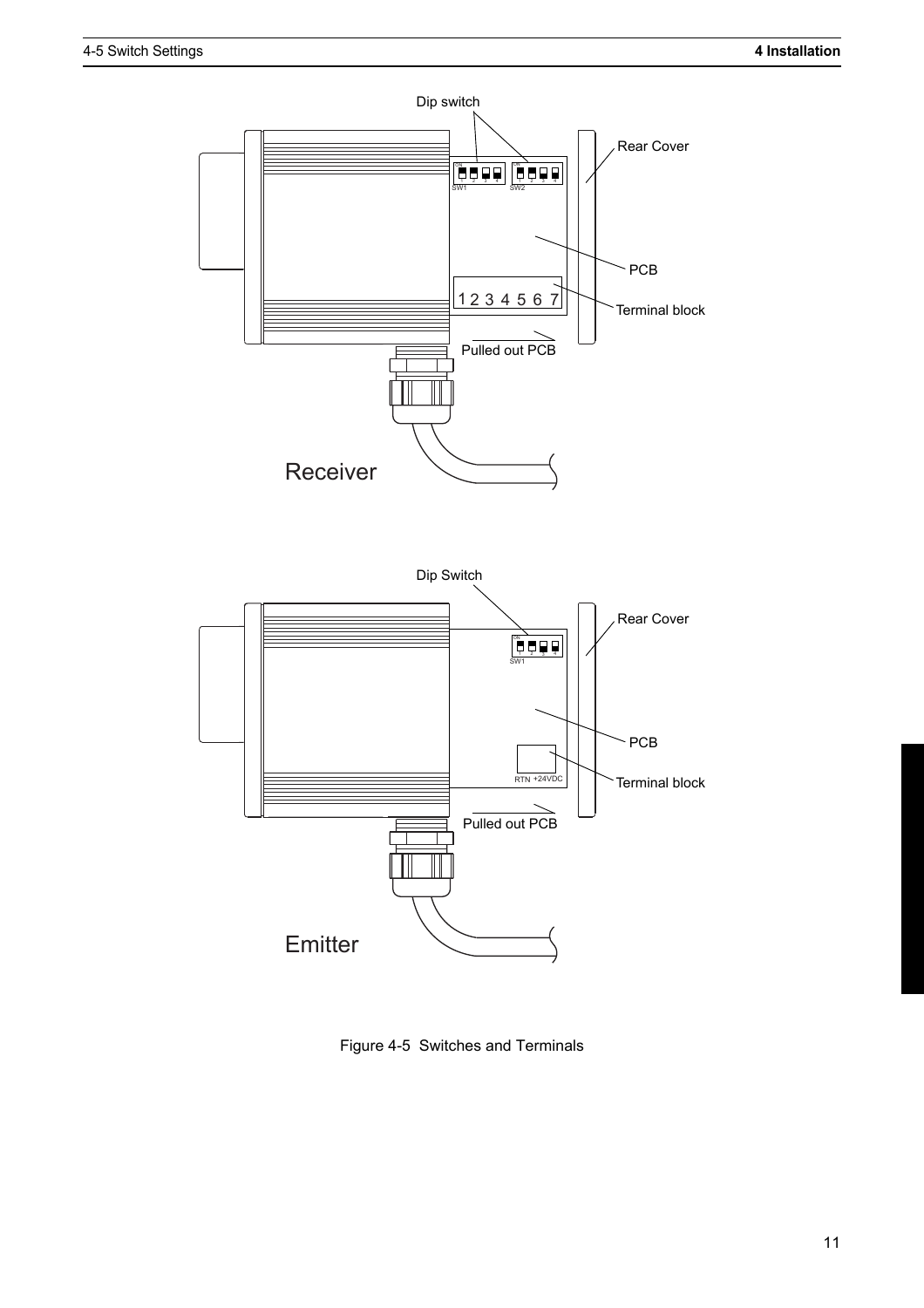Figure 4-5 Switches and Terminals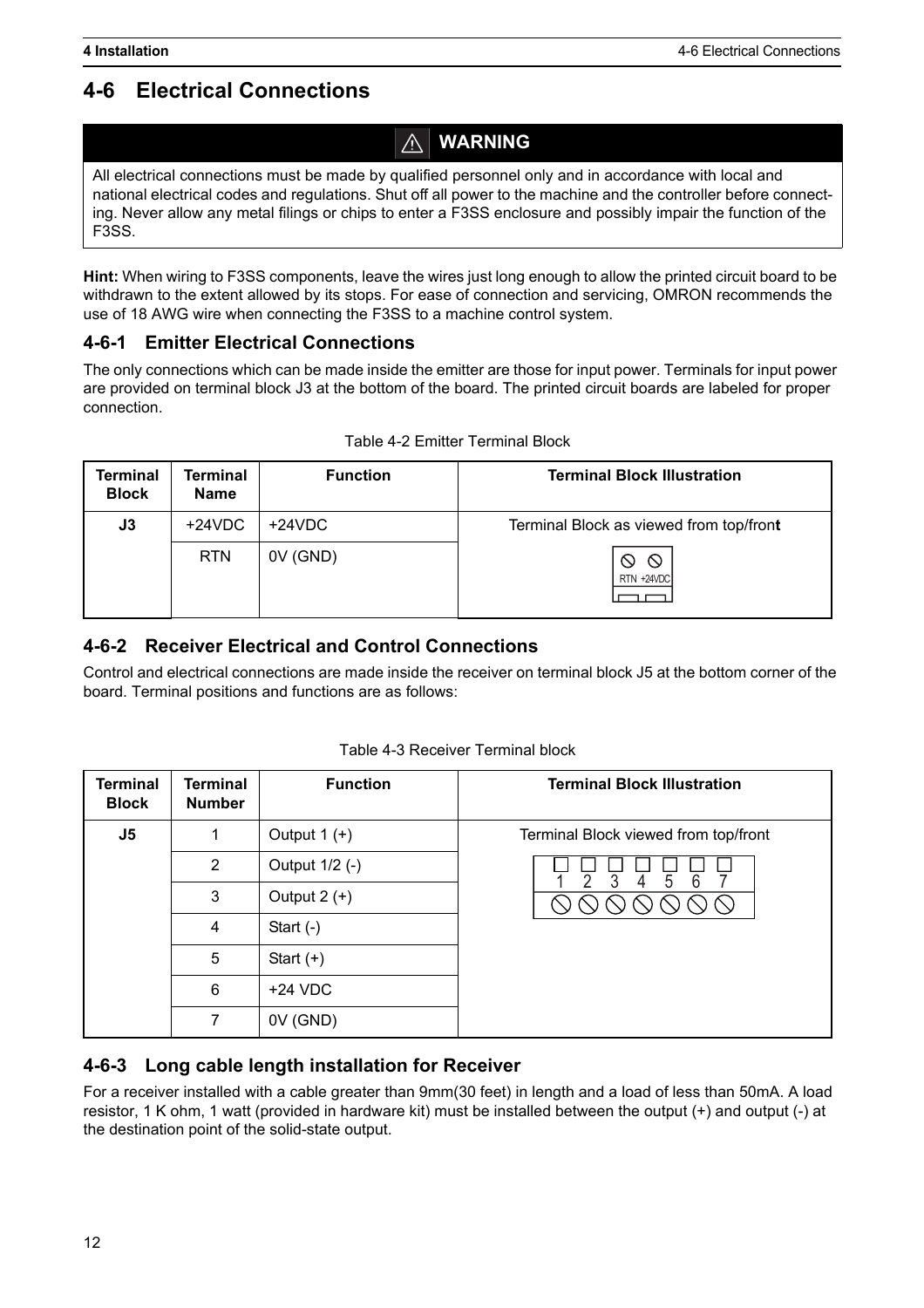# 4-6 Electrical Connections

> **⚠ WARNING**
>
> All electrical connections must be made by qualified personnel only and in accordance with local and national electrical codes and regulations. Shut off all power to the machine and the controller before connecting. Never allow any metal filings or chips to enter a F3SS enclosure and possibly impair the function of the F3SS.

**Hint:** When wiring to F3SS components, leave the wires just long enough to allow the printed circuit board to be withdrawn to the extent allowed by its stops. For ease of connection and servicing, OMRON recommends the use of 18 AWG wire when connecting the F3SS to a machine control system.

## 4-6-1 Emitter Electrical Connections

The only connections which can be made inside the emitter are those for input power. Terminals for input power are provided on terminal block J3 at the bottom of the board. The printed circuit boards are labeled for proper connection.

Table 4-2 Emitter Terminal Block

| Terminal Block | Terminal Name | Function | Terminal Block Illustration |
|---|---|---|---|
| J3 | +24VDC | +24VDC | Terminal Block as viewed from top/front |
| | RTN | 0V (GND) | RTN +24VDC |

## 4-6-2 Receiver Electrical and Control Connections

Control and electrical connections are made inside the receiver on terminal block J5 at the bottom corner of the board. Terminal positions and functions are as follows:

Table 4-3 Receiver Terminal block

| Terminal Block | Terminal Number | Function | Terminal Block Illustration |
|---|---|---|---|
| J5 | 1 | Output 1 (+) | Terminal Block viewed from top/front |
| | 2 | Output 1/2 (-) | 1 2 3 4 5 6 7 |
| | 3 | Output 2 (+) | |
| | 4 | Start (-) | |
| | 5 | Start (+) | |
| | 6 | +24 VDC | |
| | 7 | 0V (GND) | |

## 4-6-3 Long cable length installation for Receiver

For a receiver installed with a cable greater than 9mm(30 feet) in length and a load of less than 50mA. A load resistor, 1 K ohm, 1 watt (provided in hardware kit) must be installed between the output (+) and output (-) at the destination point of the solid-state output.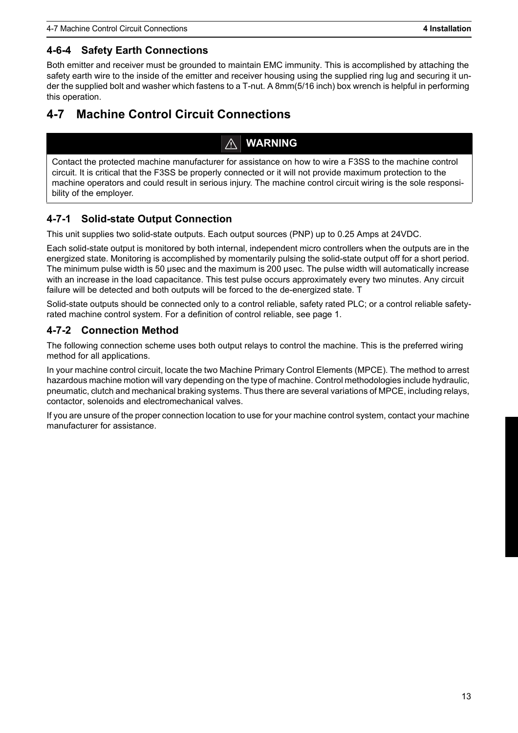### 4-6-4 Safety Earth Connections

Both emitter and receiver must be grounded to maintain EMC immunity. This is accomplished by attaching the safety earth wire to the inside of the emitter and receiver housing using the supplied ring lug and securing it under the supplied bolt and washer which fastens to a T-nut. A 8mm(5/16 inch) box wrench is helpful in performing this operation.

## 4-7 Machine Control Circuit Connections

> ⚠ **WARNING**
>
> Contact the protected machine manufacturer for assistance on how to wire a F3SS to the machine control circuit. It is critical that the F3SS be properly connected or it will not provide maximum protection to the machine operators and could result in serious injury. The machine control circuit wiring is the sole responsibility of the employer.

### 4-7-1 Solid-state Output Connection

This unit supplies two solid-state outputs. Each output sources (PNP) up to 0.25 Amps at 24VDC.

Each solid-state output is monitored by both internal, independent micro controllers when the outputs are in the energized state. Monitoring is accomplished by momentarily pulsing the solid-state output off for a short period. The minimum pulse width is 50 μsec and the maximum is 200 μsec. The pulse width will automatically increase with an increase in the load capacitance. This test pulse occurs approximately every two minutes. Any circuit failure will be detected and both outputs will be forced to the de-energized state. T

Solid-state outputs should be connected only to a control reliable, safety rated PLC; or a control reliable safety-rated machine control system. For a definition of control reliable, see page 1.

### 4-7-2 Connection Method

The following connection scheme uses both output relays to control the machine. This is the preferred wiring method for all applications.

In your machine control circuit, locate the two Machine Primary Control Elements (MPCE). The method to arrest hazardous machine motion will vary depending on the type of machine. Control methodologies include hydraulic, pneumatic, clutch and mechanical braking systems. Thus there are several variations of MPCE, including relays, contactor, solenoids and electromechanical valves.

If you are unsure of the proper connection location to use for your machine control system, contact your machine manufacturer for assistance.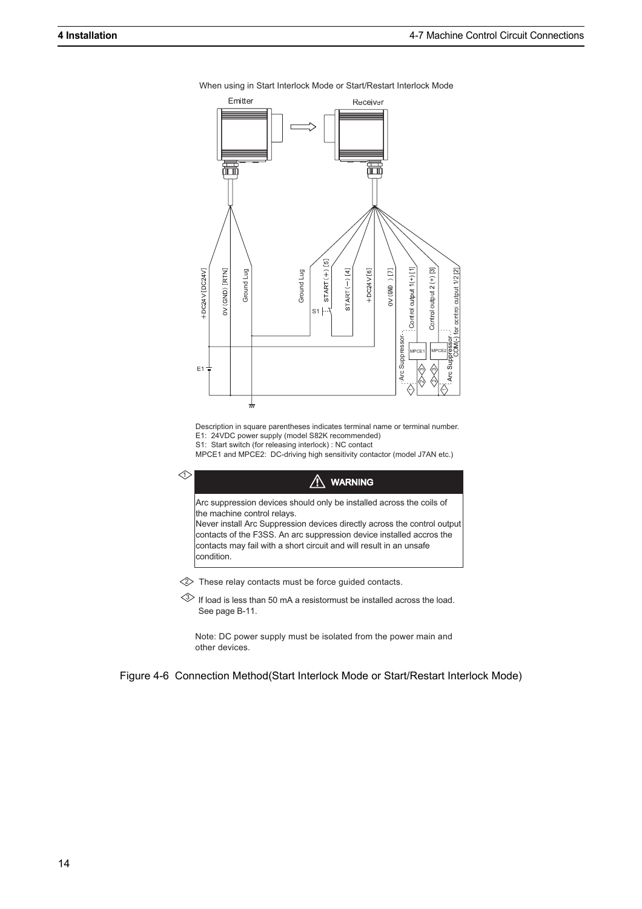When using in Start Interlock Mode or Start/Restart Interlock Mode

Description in square parentheses indicates terminal name or terminal number.
E1: 24VDC power supply (model S82K recommended)
S1: Start switch (for releasing interlock) : NC contact
MPCE1 and MPCE2: DC-driving high sensitivity contactor (model J7AN etc.)

<1>

**⚠ WARNING**

Arc suppression devices should only be installed across the coils of the machine control relays.
Never install Arc Suppression devices directly across the control output contacts of the F3SS. An arc suppression device installed accros the contacts may fail with a short circuit and will result in an unsafe condition.

<2> These relay contacts must be force guided contacts.

<3> If load is less than 50 mA a resistormust be installed across the load. See page B-11.

Note: DC power supply must be isolated from the power main and other devices.

Figure 4-6 Connection Method(Start Interlock Mode or Start/Restart Interlock Mode)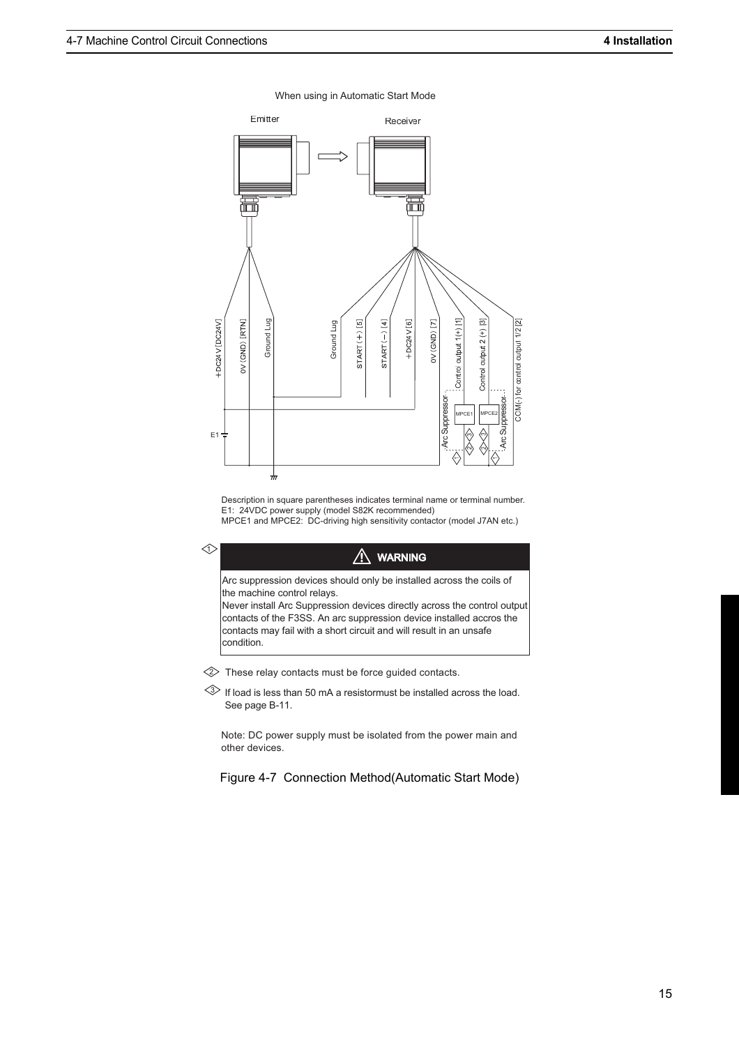When using in Automatic Start Mode

Emitter

Receiver

+DC24 V [DC24V]

0V (GND) [RTN]

Ground Lug

Ground Lug

START (+) [5]

START (−) [4]

+DC24 V [6]

0V (GND) [7]

Control output 1(+) [1]

Control output 2 (+) [3]

CCM(-) for control output 1/2 [2]

Arc Suppressor

MPCE1

MPCE2

Arc Suppressor

E1

Description in square parentheses indicates terminal name or terminal number.
E1: 24VDC power supply (model S82K recommended)
MPCE1 and MPCE2: DC-driving high sensitivity contactor (model J7AN etc.)

<1>

> **⚠ WARNING**
>
> Arc suppression devices should only be installed across the coils of the machine control relays.
> Never install Arc Suppression devices directly across the control output contacts of the F3SS. An arc suppression device installed accros the contacts may fail with a short circuit and will result in an unsafe condition.

<2> These relay contacts must be force guided contacts.

<3> If load is less than 50 mA a resistormust be installed across the load. See page B-11.

Note: DC power supply must be isolated from the power main and other devices.

Figure 4-7 Connection Method(Automatic Start Mode)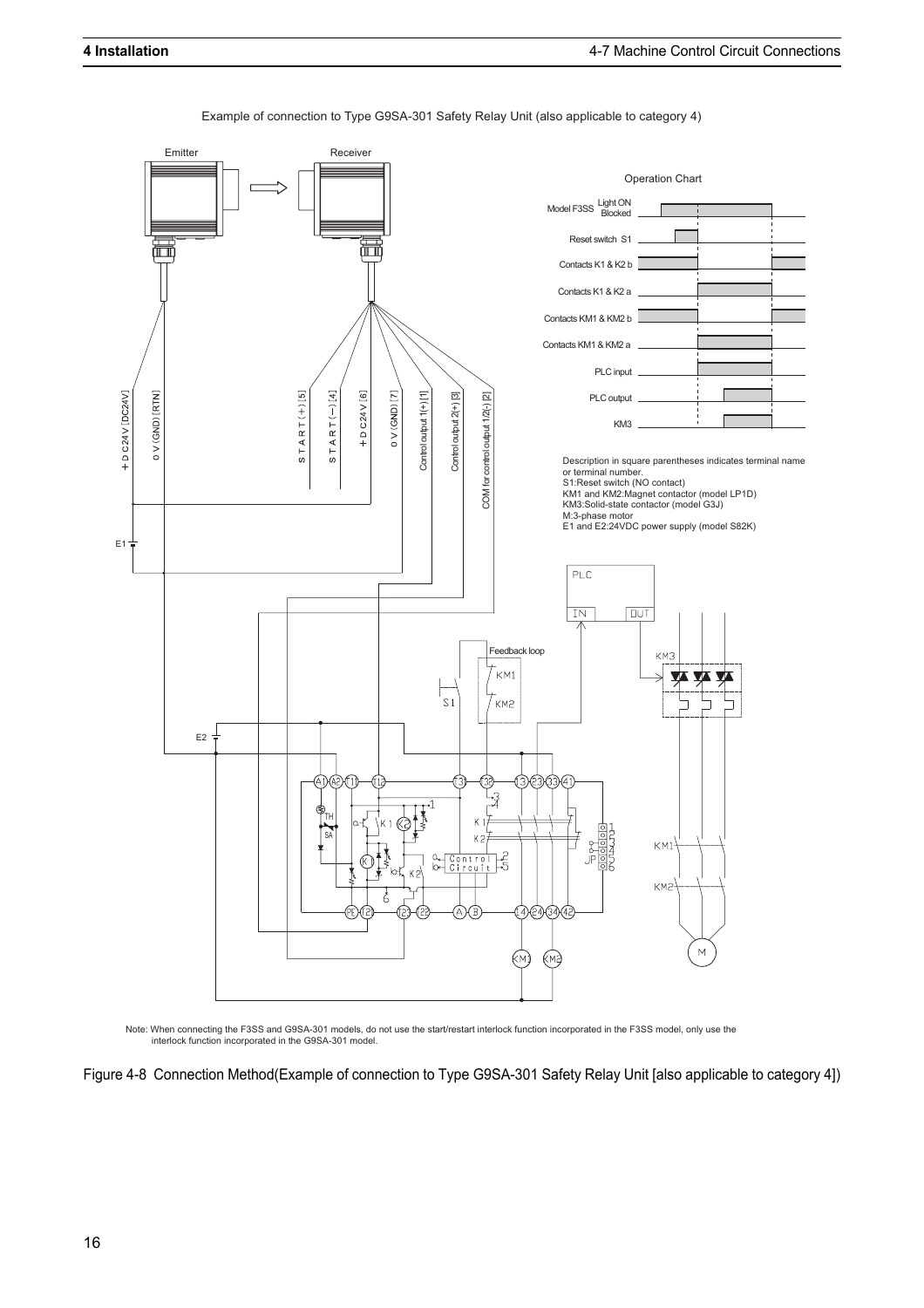Example of connection to Type G9SA-301 Safety Relay Unit (also applicable to category 4)

Emitter

Receiver

Operation Chart

Model F3SS Light ON / Blocked

Reset switch S1

Contacts K1 & K2 b

Contacts K1 & K2 a

Contacts KM1 & KM2 b

Contacts KM1 & KM2 a

PLC input

PLC output

KM3

+D C24 V [DC24V]

0 V (GND) [RTN]

S T A R T (+) [5]

S T A R T (−) [4]

+D C24 V [6]

0 V (GND) [7]

Control output 1(+) [1]

Control output 2(+) [3]

COM for control output 1/2(-) [2]

Description in square parentheses indicates terminal name or terminal number.
S1:Reset switch (NO contact)
KM1 and KM2:Magnet contactor (model LP1D)
KM3:Solid-state contactor (model G3J)
M:3-phase motor
E1 and E2:24VDC power supply (model S82K)

E1

PLC

IN OUT

Feedback loop

KM1

S1

KM2

KM3

E2

A1 A2 T11 T12 T31 T32 13 23 33 41

TH

SA

K1 K2

K1

K2

Control Circuit

JP

KM1

KM2

PE T21 T22 T23 A B 14 24 34 42

KM1 KM2

M

Note: When connecting the F3SS and G9SA-301 models, do not use the start/restart interlock function incorporated in the F3SS model, only use the interlock function incorporated in the G9SA-301 model.

Figure 4-8 Connection Method(Example of connection to Type G9SA-301 Safety Relay Unit [also applicable to category 4])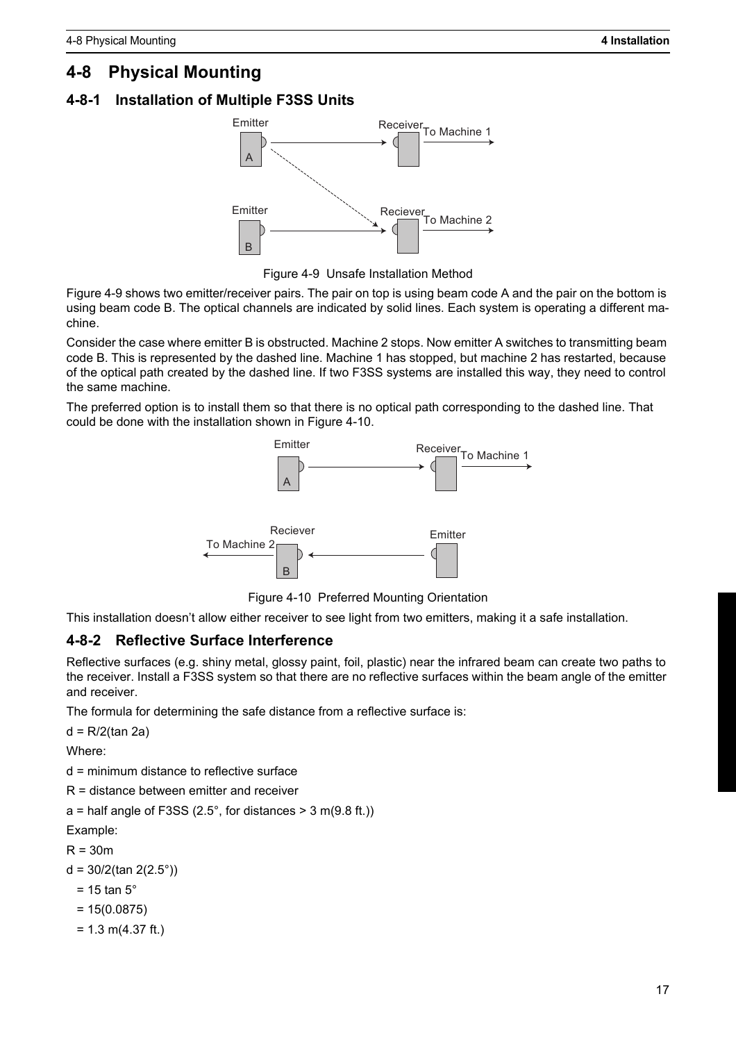# 4-8 Physical Mounting

## 4-8-1 Installation of Multiple F3SS Units

Figure 4-9 Unsafe Installation Method

Figure 4-9 shows two emitter/receiver pairs. The pair on top is using beam code A and the pair on the bottom is using beam code B. The optical channels are indicated by solid lines. Each system is operating a different machine.

Consider the case where emitter B is obstructed. Machine 2 stops. Now emitter A switches to transmitting beam code B. This is represented by the dashed line. Machine 1 has stopped, but machine 2 has restarted, because of the optical path created by the dashed line. If two F3SS systems are installed this way, they need to control the same machine.

The preferred option is to install them so that there is no optical path corresponding to the dashed line. That could be done with the installation shown in Figure 4-10.

Figure 4-10 Preferred Mounting Orientation

This installation doesn't allow either receiver to see light from two emitters, making it a safe installation.

## 4-8-2 Reflective Surface Interference

Reflective surfaces (e.g. shiny metal, glossy paint, foil, plastic) near the infrared beam can create two paths to the receiver. Install a F3SS system so that there are no reflective surfaces within the beam angle of the emitter and receiver.

The formula for determining the safe distance from a reflective surface is:

$d = R/2(\tan 2a)$

Where:

d = minimum distance to reflective surface

R = distance between emitter and receiver

a = half angle of F3SS (2.5°, for distances > 3 m(9.8 ft.))

Example:

R = 30m

$d = 30/2(\tan 2(2.5°))$

$= 15 \tan 5°$

$= 15(0.0875)$

$= 1.3$ m(4.37 ft.)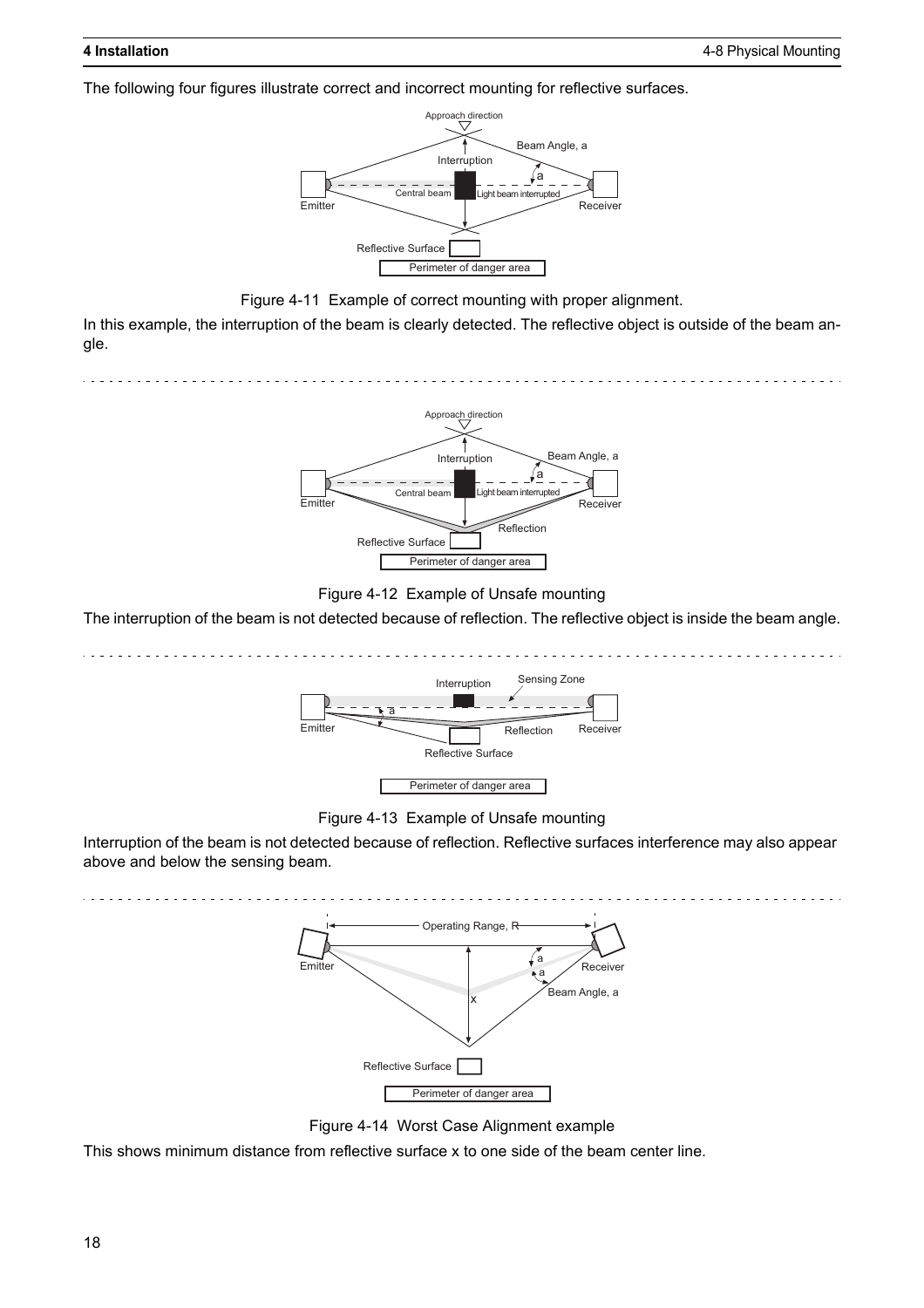The following four figures illustrate correct and incorrect mounting for reflective surfaces.

Figure 4-11 Example of correct mounting with proper alignment.

In this example, the interruption of the beam is clearly detected. The reflective object is outside of the beam angle.

Figure 4-12 Example of Unsafe mounting

The interruption of the beam is not detected because of reflection. The reflective object is inside the beam angle.

Figure 4-13 Example of Unsafe mounting

Interruption of the beam is not detected because of reflection. Reflective surfaces interference may also appear above and below the sensing beam.

Figure 4-14 Worst Case Alignment example

This shows minimum distance from reflective surface x to one side of the beam center line.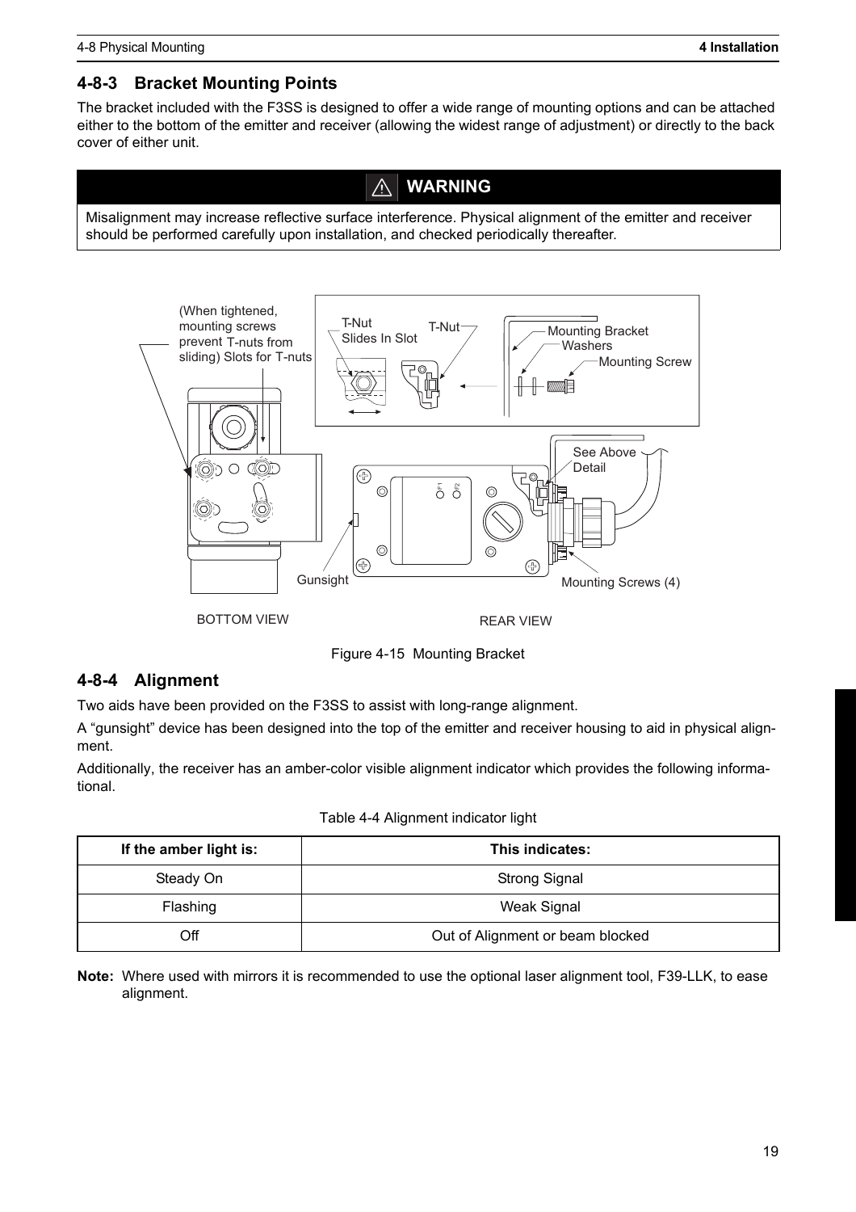### 4-8-3 Bracket Mounting Points

The bracket included with the F3SS is designed to offer a wide range of mounting options and can be attached either to the bottom of the emitter and receiver (allowing the widest range of adjustment) or directly to the back cover of either unit.

> ⚠ **WARNING**
>
> Misalignment may increase reflective surface interference. Physical alignment of the emitter and receiver should be performed carefully upon installation, and checked periodically thereafter.

Figure 4-15 Mounting Bracket

### 4-8-4 Alignment

Two aids have been provided on the F3SS to assist with long-range alignment.

A "gunsight" device has been designed into the top of the emitter and receiver housing to aid in physical alignment.

Additionally, the receiver has an amber-color visible alignment indicator which provides the following informational.

Table 4-4 Alignment indicator light

| If the amber light is: | This indicates: |
|---|---|
| Steady On | Strong Signal |
| Flashing | Weak Signal |
| Off | Out of Alignment or beam blocked |

**Note:** Where used with mirrors it is recommended to use the optional laser alignment tool, F39-LLK, to ease alignment.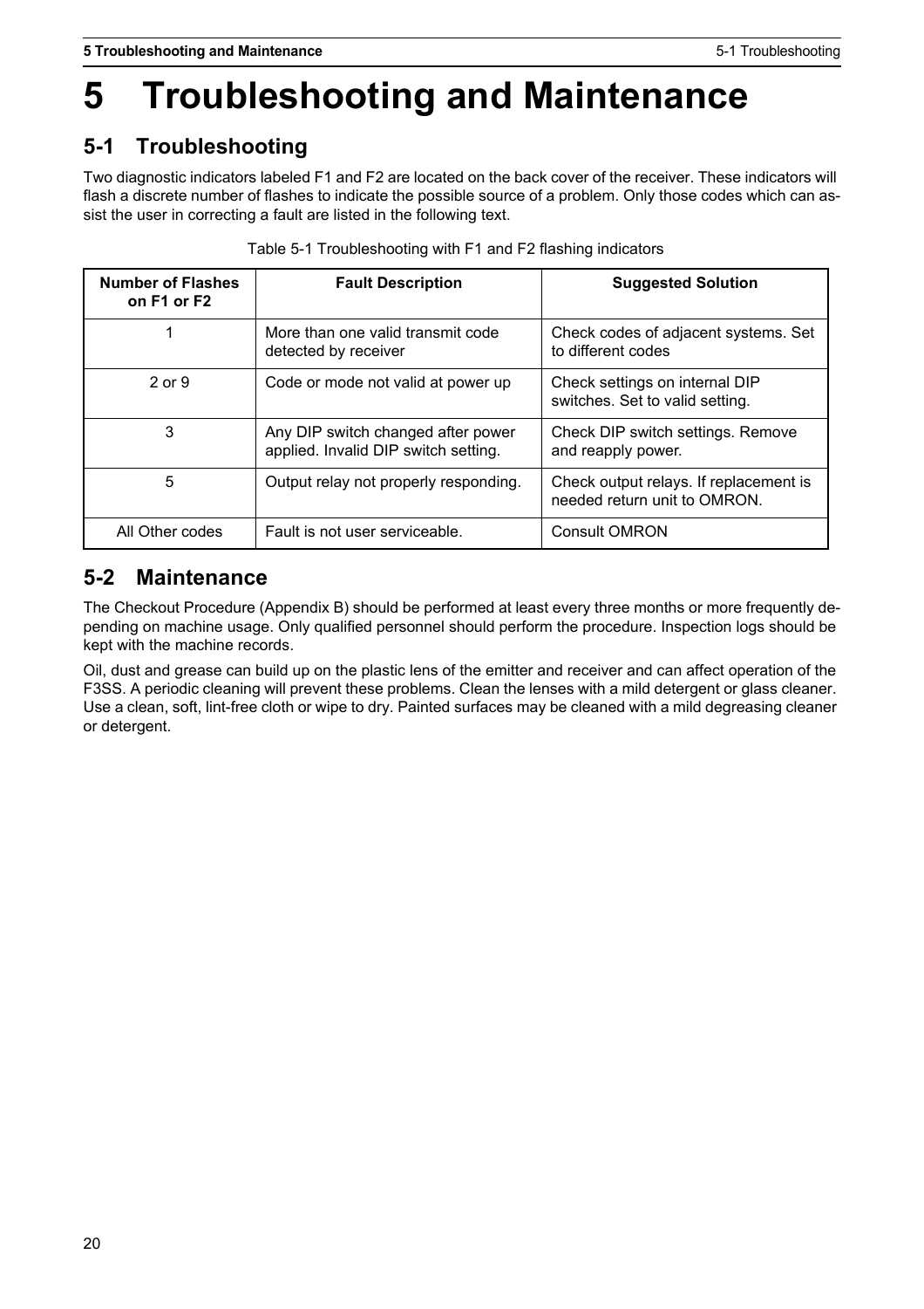# 5 Troubleshooting and Maintenance

## 5-1 Troubleshooting

Two diagnostic indicators labeled F1 and F2 are located on the back cover of the receiver. These indicators will flash a discrete number of flashes to indicate the possible source of a problem. Only those codes which can assist the user in correcting a fault are listed in the following text.

Table 5-1 Troubleshooting with F1 and F2 flashing indicators

| Number of Flashes on F1 or F2 | Fault Description | Suggested Solution |
|---|---|---|
| 1 | More than one valid transmit code detected by receiver | Check codes of adjacent systems. Set to different codes |
| 2 or 9 | Code or mode not valid at power up | Check settings on internal DIP switches. Set to valid setting. |
| 3 | Any DIP switch changed after power applied. Invalid DIP switch setting. | Check DIP switch settings. Remove and reapply power. |
| 5 | Output relay not properly responding. | Check output relays. If replacement is needed return unit to OMRON. |
| All Other codes | Fault is not user serviceable. | Consult OMRON |

## 5-2 Maintenance

The Checkout Procedure (Appendix B) should be performed at least every three months or more frequently depending on machine usage. Only qualified personnel should perform the procedure. Inspection logs should be kept with the machine records.

Oil, dust and grease can build up on the plastic lens of the emitter and receiver and can affect operation of the F3SS. A periodic cleaning will prevent these problems. Clean the lenses with a mild detergent or glass cleaner. Use a clean, soft, lint-free cloth or wipe to dry. Painted surfaces may be cleaned with a mild degreasing cleaner or detergent.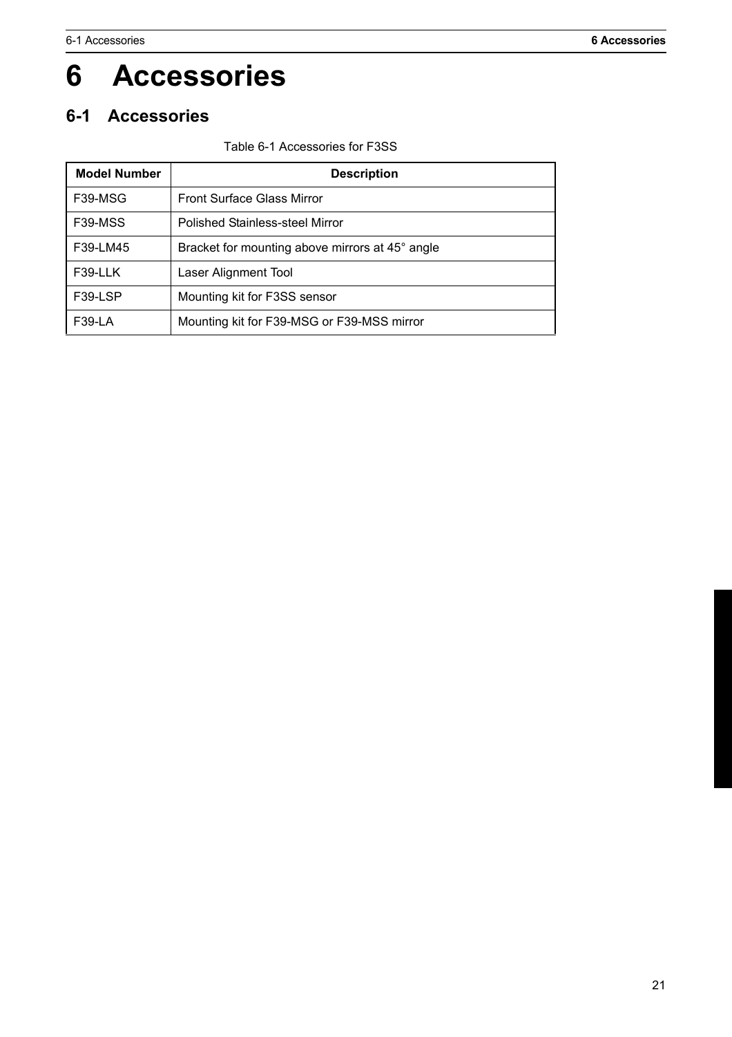# 6 Accessories

## 6-1 Accessories

Table 6-1 Accessories for F3SS

| Model Number | Description |
| --- | --- |
| F39-MSG | Front Surface Glass Mirror |
| F39-MSS | Polished Stainless-steel Mirror |
| F39-LM45 | Bracket for mounting above mirrors at 45° angle |
| F39-LLK | Laser Alignment Tool |
| F39-LSP | Mounting kit for F3SS sensor |
| F39-LA | Mounting kit for F39-MSG or F39-MSS mirror |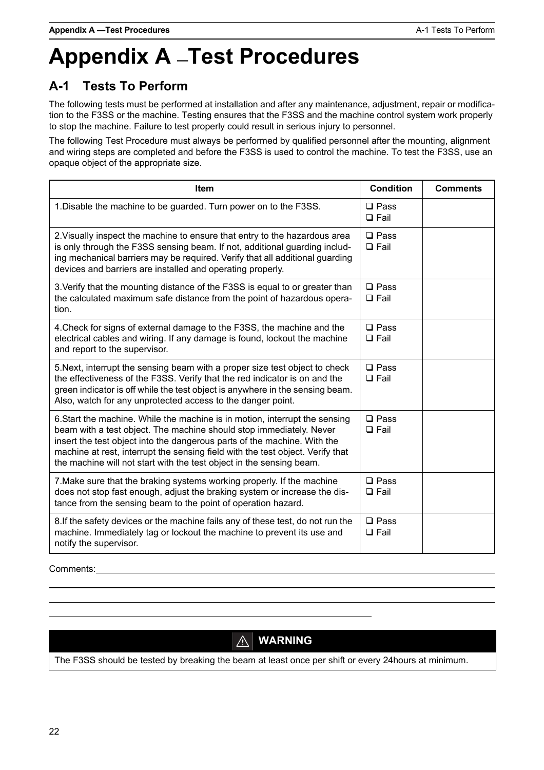# Appendix A —Test Procedures

## A-1 Tests To Perform

The following tests must be performed at installation and after any maintenance, adjustment, repair or modification to the F3SS or the machine. Testing ensures that the F3SS and the machine control system work properly to stop the machine. Failure to test properly could result in serious injury to personnel.

The following Test Procedure must always be performed by qualified personnel after the mounting, alignment and wiring steps are completed and before the F3SS is used to control the machine. To test the F3SS, use an opaque object of the appropriate size.

| Item | Condition | Comments |
|---|---|---|
| 1.Disable the machine to be guarded. Turn power on to the F3SS. | ❑ Pass<br>❑ Fail | |
| 2.Visually inspect the machine to ensure that entry to the hazardous area is only through the F3SS sensing beam. If not, additional guarding including mechanical barriers may be required. Verify that all additional guarding devices and barriers are installed and operating properly. | ❑ Pass<br>❑ Fail | |
| 3.Verify that the mounting distance of the F3SS is equal to or greater than the calculated maximum safe distance from the point of hazardous operation. | ❑ Pass<br>❑ Fail | |
| 4.Check for signs of external damage to the F3SS, the machine and the electrical cables and wiring. If any damage is found, lockout the machine and report to the supervisor. | ❑ Pass<br>❑ Fail | |
| 5.Next, interrupt the sensing beam with a proper size test object to check the effectiveness of the F3SS. Verify that the red indicator is on and the green indicator is off while the test object is anywhere in the sensing beam. Also, watch for any unprotected access to the danger point. | ❑ Pass<br>❑ Fail | |
| 6.Start the machine. While the machine is in motion, interrupt the sensing beam with a test object. The machine should stop immediately. Never insert the test object into the dangerous parts of the machine. With the machine at rest, interrupt the sensing field with the test object. Verify that the machine will not start with the test object in the sensing beam. | ❑ Pass<br>❑ Fail | |
| 7.Make sure that the braking systems working properly. If the machine does not stop fast enough, adjust the braking system or increase the distance from the sensing beam to the point of operation hazard. | ❑ Pass<br>❑ Fail | |
| 8.If the safety devices or the machine fails any of these test, do not run the machine. Immediately tag or lockout the machine to prevent its use and notify the supervisor. | ❑ Pass<br>❑ Fail | |

Comments:\_\_\_\_\_\_\_\_\_\_\_\_\_\_\_\_\_\_\_\_\_\_\_\_\_\_\_\_\_\_\_\_\_\_\_\_\_\_\_\_

**⚠ WARNING**

The F3SS should be tested by breaking the beam at least once per shift or every 24hours at minimum.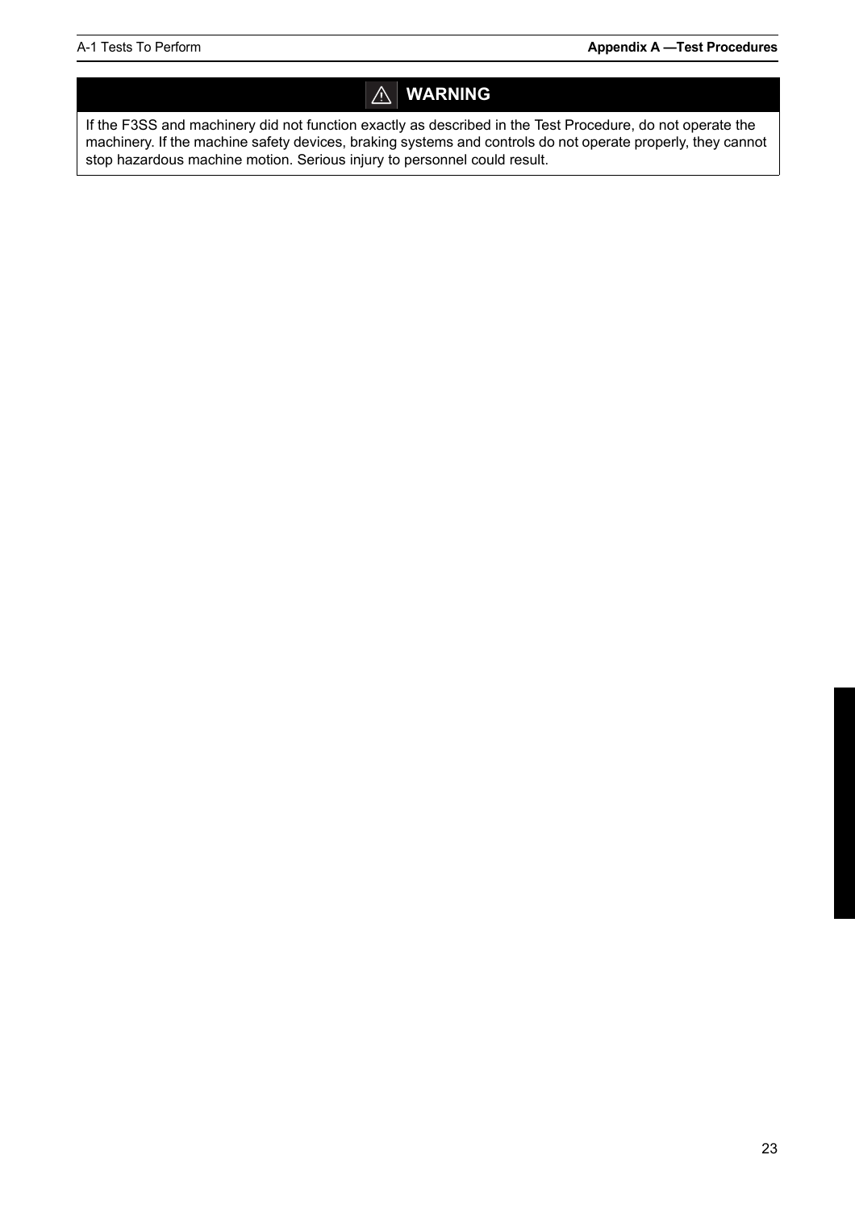**⚠ WARNING**

If the F3SS and machinery did not function exactly as described in the Test Procedure, do not operate the machinery. If the machine safety devices, braking systems and controls do not operate properly, they cannot stop hazardous machine motion. Serious injury to personnel could result.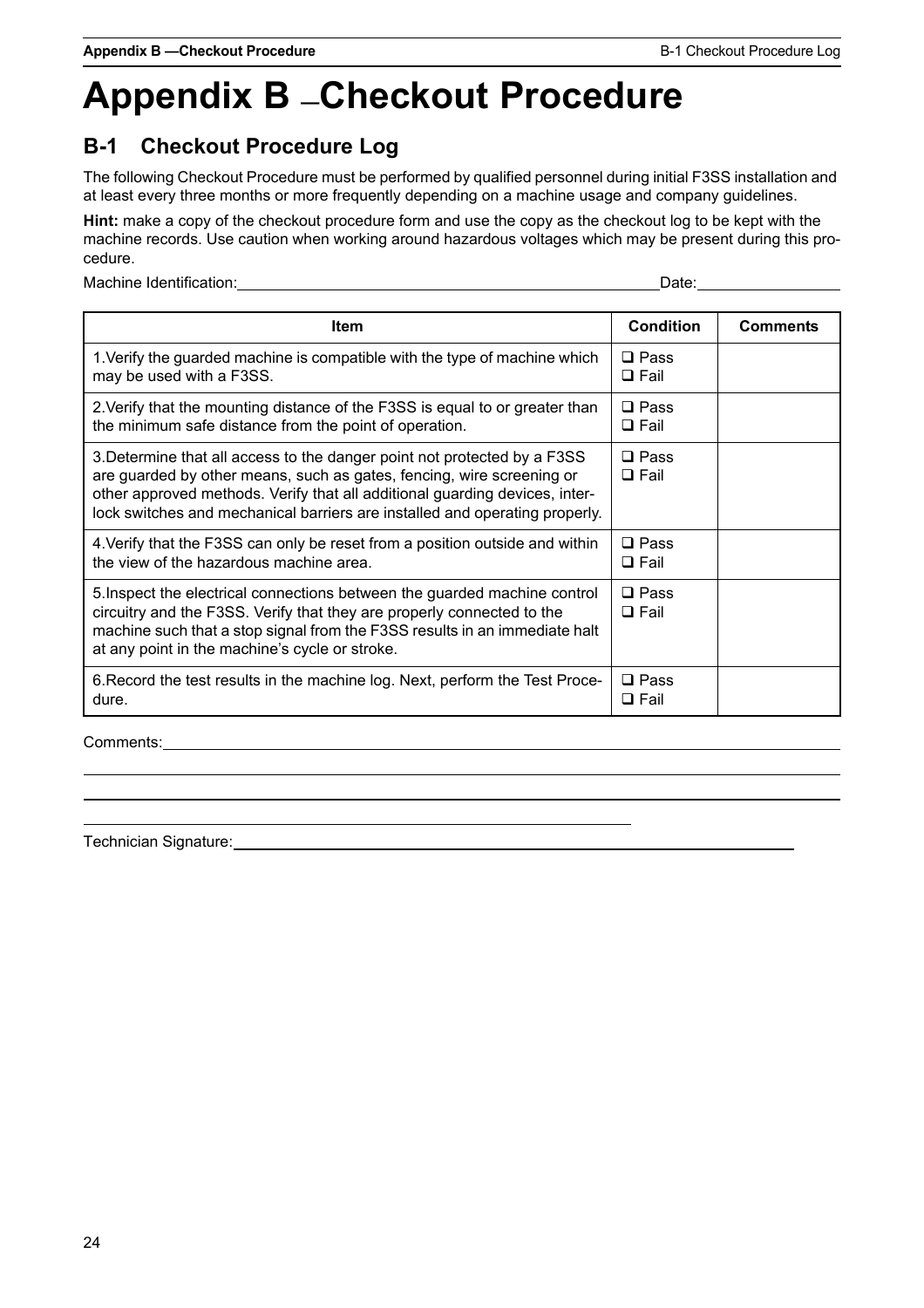# Appendix B —Checkout Procedure

## B-1 Checkout Procedure Log

The following Checkout Procedure must be performed by qualified personnel during initial F3SS installation and at least every three months or more frequently depending on a machine usage and company guidelines.

**Hint:** make a copy of the checkout procedure form and use the copy as the checkout log to be kept with the machine records. Use caution when working around hazardous voltages which may be present during this procedure.

Machine Identification:\_\_\_\_\_\_\_\_\_\_\_\_\_\_\_\_\_\_\_\_\_\_\_\_\_\_\_\_\_\_\_\_\_\_\_\_\_\_\_\_ Date:\_\_\_\_\_\_\_\_\_\_\_\_\_\_

| Item | Condition | Comments |
| --- | --- | --- |
| 1.Verify the guarded machine is compatible with the type of machine which may be used with a F3SS. | ❑ Pass<br>❑ Fail | |
| 2.Verify that the mounting distance of the F3SS is equal to or greater than the minimum safe distance from the point of operation. | ❑ Pass<br>❑ Fail | |
| 3.Determine that all access to the danger point not protected by a F3SS are guarded by other means, such as gates, fencing, wire screening or other approved methods. Verify that all additional guarding devices, interlock switches and mechanical barriers are installed and operating properly. | ❑ Pass<br>❑ Fail | |
| 4.Verify that the F3SS can only be reset from a position outside and within the view of the hazardous machine area. | ❑ Pass<br>❑ Fail | |
| 5.Inspect the electrical connections between the guarded machine control circuitry and the F3SS. Verify that they are properly connected to the machine such that a stop signal from the F3SS results in an immediate halt at any point in the machine's cycle or stroke. | ❑ Pass<br>❑ Fail | |
| 6.Record the test results in the machine log. Next, perform the Test Procedure. | ❑ Pass<br>❑ Fail | |

Comments:\_\_\_\_\_\_\_\_\_\_\_\_\_\_\_\_\_\_\_\_\_\_\_\_\_\_\_\_\_\_\_\_\_\_\_\_\_\_\_\_\_\_\_\_\_\_\_\_\_\_\_\_\_\_

Technician Signature:\_\_\_\_\_\_\_\_\_\_\_\_\_\_\_\_\_\_\_\_\_\_\_\_\_\_\_\_\_\_\_\_\_\_\_\_\_\_\_\_\_\_\_\_\_\_